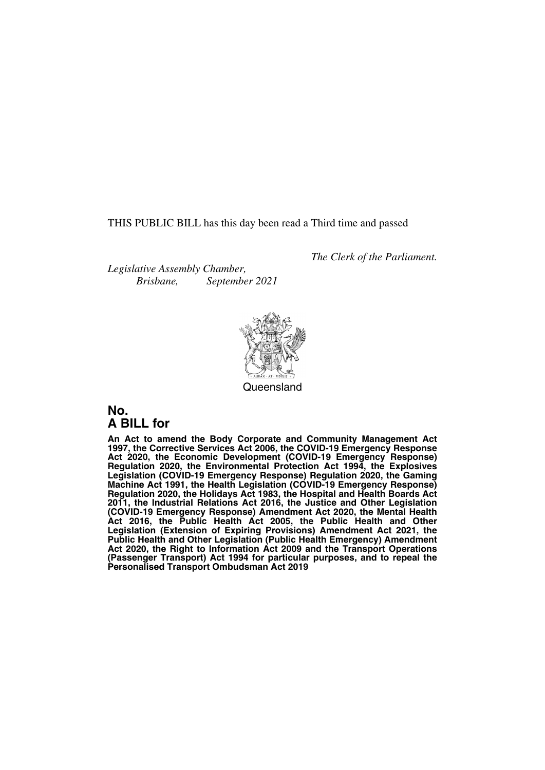THIS PUBLIC BILL has this day been read a Third time and passed

*The Clerk of the Parliament.*

*Legislative Assembly Chamber,*
*Brisbane, September 2021*

Queensland

## No.
## A BILL for

**An Act to amend the Body Corporate and Community Management Act 1997, the Corrective Services Act 2006, the COVID-19 Emergency Response Act 2020, the Economic Development (COVID-19 Emergency Response) Regulation 2020, the Environmental Protection Act 1994, the Explosives Legislation (COVID-19 Emergency Response) Regulation 2020, the Gaming Machine Act 1991, the Health Legislation (COVID-19 Emergency Response) Regulation 2020, the Holidays Act 1983, the Hospital and Health Boards Act 2011, the Industrial Relations Act 2016, the Justice and Other Legislation (COVID-19 Emergency Response) Amendment Act 2020, the Mental Health Act 2016, the Public Health Act 2005, the Public Health and Other Legislation (Extension of Expiring Provisions) Amendment Act 2021, the Public Health and Other Legislation (Public Health Emergency) Amendment Act 2020, the Right to Information Act 2009 and the Transport Operations (Passenger Transport) Act 1994 for particular purposes, and to repeal the Personalised Transport Ombudsman Act 2019**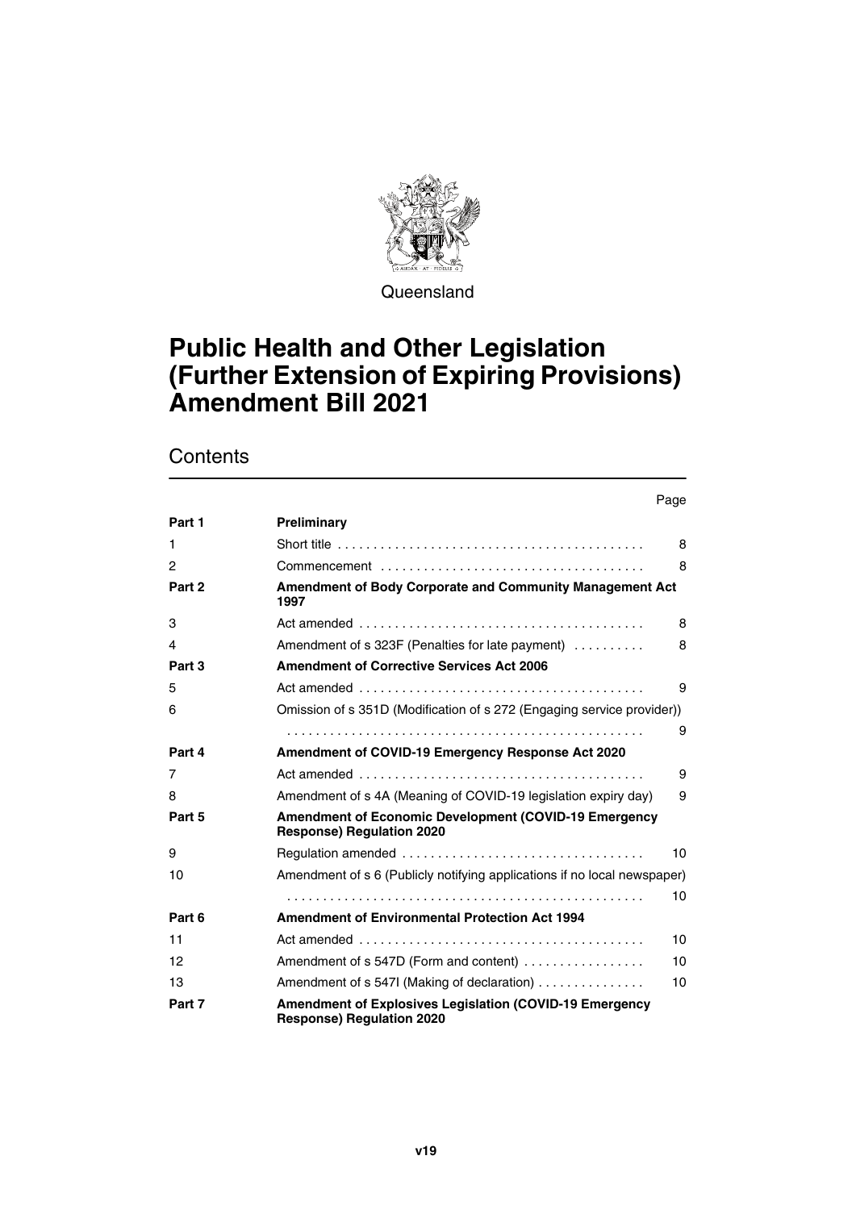Queensland

# Public Health and Other Legislation (Further Extension of Expiring Provisions) Amendment Bill 2021

## Contents

| | | Page |
|---|---|---|
| Part 1 | **Preliminary** | |
| 1 | Short title | 8 |
| 2 | Commencement | 8 |
| Part 2 | **Amendment of Body Corporate and Community Management Act 1997** | |
| 3 | Act amended | 8 |
| 4 | Amendment of s 323F (Penalties for late payment) | 8 |
| Part 3 | **Amendment of Corrective Services Act 2006** | |
| 5 | Act amended | 9 |
| 6 | Omission of s 351D (Modification of s 272 (Engaging service provider)) | 9 |
| Part 4 | **Amendment of COVID-19 Emergency Response Act 2020** | |
| 7 | Act amended | 9 |
| 8 | Amendment of s 4A (Meaning of COVID-19 legislation expiry day) | 9 |
| Part 5 | **Amendment of Economic Development (COVID-19 Emergency Response) Regulation 2020** | |
| 9 | Regulation amended | 10 |
| 10 | Amendment of s 6 (Publicly notifying applications if no local newspaper) | 10 |
| Part 6 | **Amendment of Environmental Protection Act 1994** | |
| 11 | Act amended | 10 |
| 12 | Amendment of s 547D (Form and content) | 10 |
| 13 | Amendment of s 547I (Making of declaration) | 10 |
| Part 7 | **Amendment of Explosives Legislation (COVID-19 Emergency Response) Regulation 2020** | |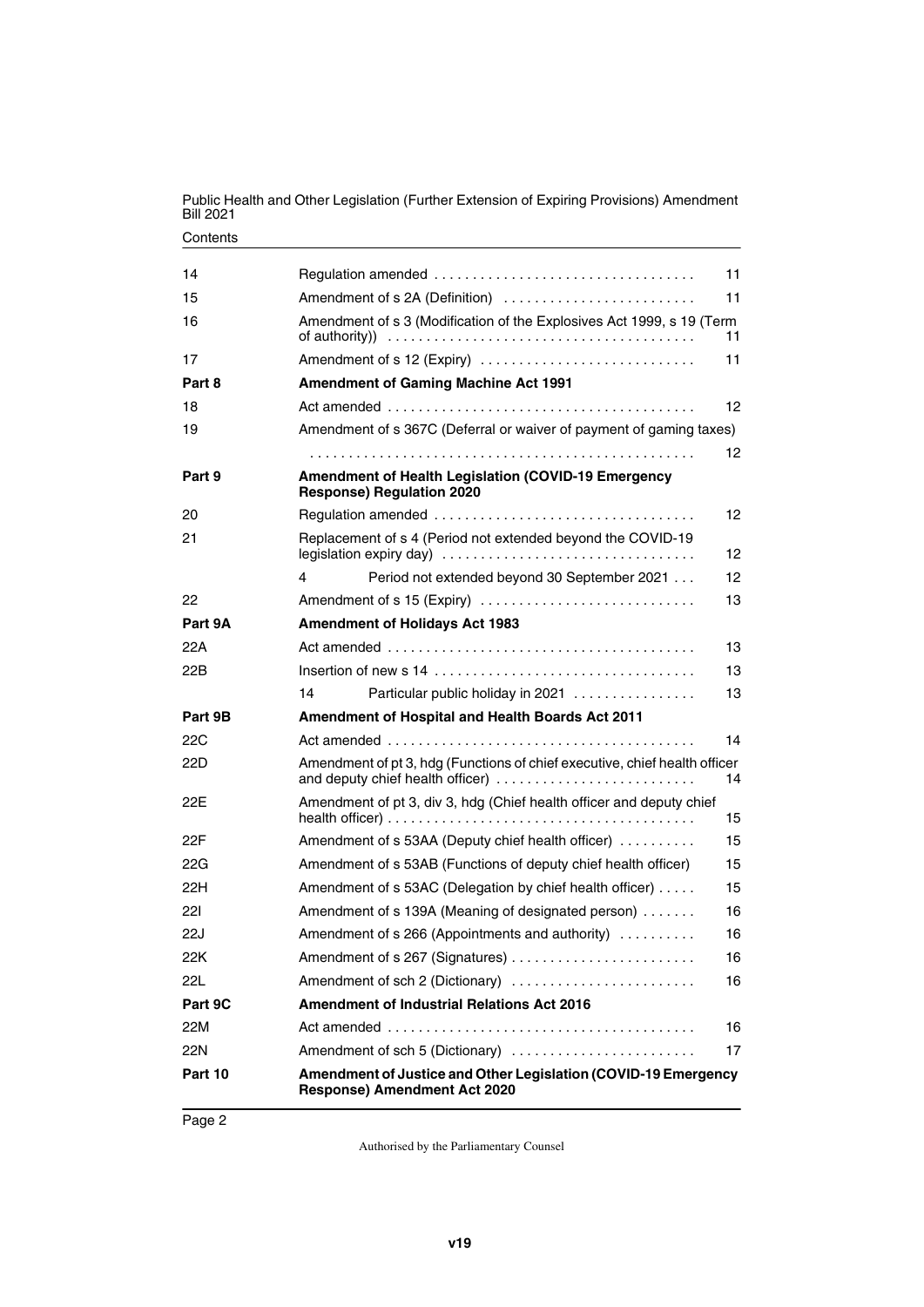| | | |
|---|---|---|
| 14 | Regulation amended | 11 |
| 15 | Amendment of s 2A (Definition) | 11 |
| 16 | Amendment of s 3 (Modification of the Explosives Act 1999, s 19 (Term of authority)) | 11 |
| 17 | Amendment of s 12 (Expiry) | 11 |
| **Part 8** | **Amendment of Gaming Machine Act 1991** | |
| 18 | Act amended | 12 |
| 19 | Amendment of s 367C (Deferral or waiver of payment of gaming taxes) | 12 |
| **Part 9** | **Amendment of Health Legislation (COVID-19 Emergency Response) Regulation 2020** | |
| 20 | Regulation amended | 12 |
| 21 | Replacement of s 4 (Period not extended beyond the COVID-19 legislation expiry day) | 12 |
| | 4 Period not extended beyond 30 September 2021 | 12 |
| 22 | Amendment of s 15 (Expiry) | 13 |
| **Part 9A** | **Amendment of Holidays Act 1983** | |
| 22A | Act amended | 13 |
| 22B | Insertion of new s 14 | 13 |
| | 14 Particular public holiday in 2021 | 13 |
| **Part 9B** | **Amendment of Hospital and Health Boards Act 2011** | |
| 22C | Act amended | 14 |
| 22D | Amendment of pt 3, hdg (Functions of chief executive, chief health officer and deputy chief health officer) | 14 |
| 22E | Amendment of pt 3, div 3, hdg (Chief health officer and deputy chief health officer) | 15 |
| 22F | Amendment of s 53AA (Deputy chief health officer) | 15 |
| 22G | Amendment of s 53AB (Functions of deputy chief health officer) | 15 |
| 22H | Amendment of s 53AC (Delegation by chief health officer) | 15 |
| 22I | Amendment of s 139A (Meaning of designated person) | 16 |
| 22J | Amendment of s 266 (Appointments and authority) | 16 |
| 22K | Amendment of s 267 (Signatures) | 16 |
| 22L | Amendment of sch 2 (Dictionary) | 16 |
| **Part 9C** | **Amendment of Industrial Relations Act 2016** | |
| 22M | Act amended | 16 |
| 22N | Amendment of sch 5 (Dictionary) | 17 |
| **Part 10** | **Amendment of Justice and Other Legislation (COVID-19 Emergency Response) Amendment Act 2020** | |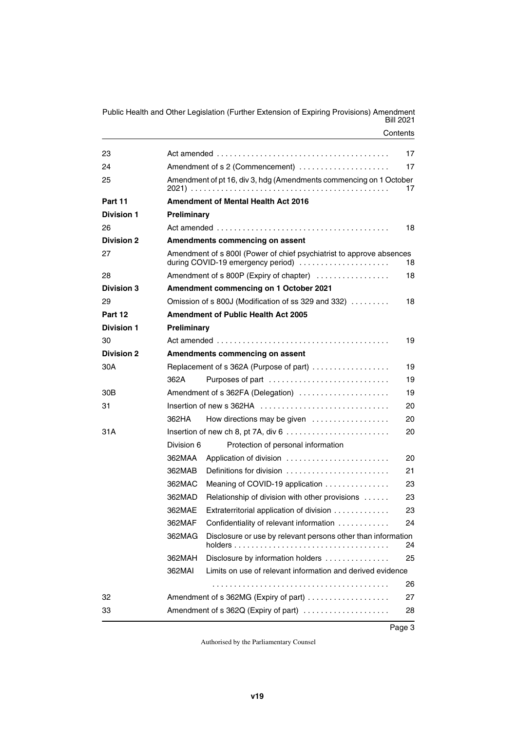| | | |
|---|---|---|
| 23 | Act amended | 17 |
| 24 | Amendment of s 2 (Commencement) | 17 |
| 25 | Amendment of pt 16, div 3, hdg (Amendments commencing on 1 October 2021) | 17 |
| **Part 11** | **Amendment of Mental Health Act 2016** | |
| **Division 1** | **Preliminary** | |
| 26 | Act amended | 18 |
| **Division 2** | **Amendments commencing on assent** | |
| 27 | Amendment of s 800I (Power of chief psychiatrist to approve absences during COVID-19 emergency period) | 18 |
| 28 | Amendment of s 800P (Expiry of chapter) | 18 |
| **Division 3** | **Amendment commencing on 1 October 2021** | |
| 29 | Omission of s 800J (Modification of ss 329 and 332) | 18 |
| **Part 12** | **Amendment of Public Health Act 2005** | |
| **Division 1** | **Preliminary** | |
| 30 | Act amended | 19 |
| **Division 2** | **Amendments commencing on assent** | |
| 30A | Replacement of s 362A (Purpose of part) | 19 |
| | 362A Purposes of part | 19 |
| 30B | Amendment of s 362FA (Delegation) | 19 |
| 31 | Insertion of new s 362HA | 20 |
| | 362HA How directions may be given | 20 |
| 31A | Insertion of new ch 8, pt 7A, div 6 | 20 |
| | Division 6 Protection of personal information | |
| | 362MAA Application of division | 20 |
| | 362MAB Definitions for division | 21 |
| | 362MAC Meaning of COVID-19 application | 23 |
| | 362MAD Relationship of division with other provisions | 23 |
| | 362MAE Extraterritorial application of division | 23 |
| | 362MAF Confidentiality of relevant information | 24 |
| | 362MAG Disclosure or use by relevant persons other than information holders | 24 |
| | 362MAH Disclosure by information holders | 25 |
| | 362MAI Limits on use of relevant information and derived evidence | 26 |
| 32 | Amendment of s 362MG (Expiry of part) | 27 |
| 33 | Amendment of s 362Q (Expiry of part) | 28 |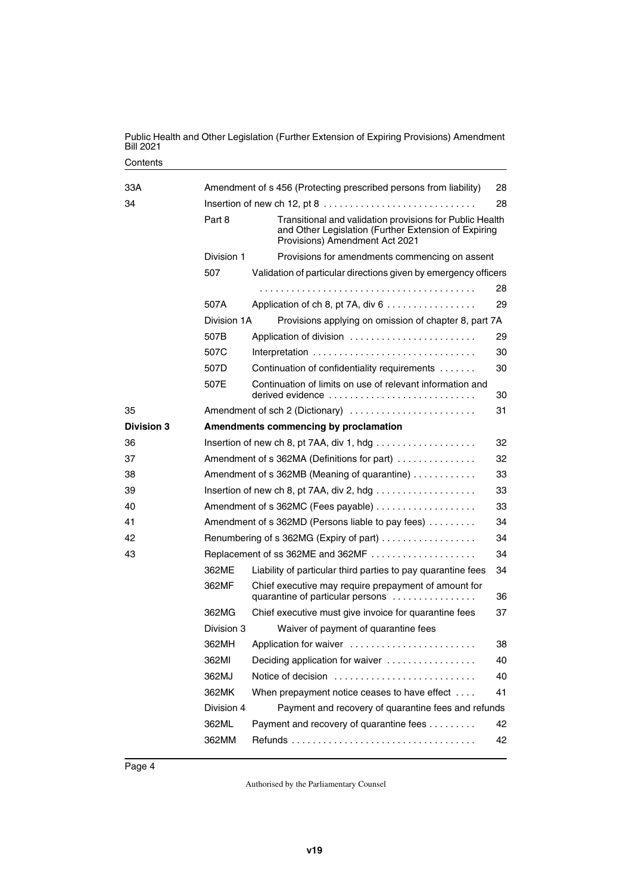| | | | |
|---|---|---|---|
| 33A | Amendment of s 456 (Protecting prescribed persons from liability) | | 28 |
| 34 | Insertion of new ch 12, pt 8 | | 28 |
| | Part 8 | Transitional and validation provisions for Public Health and Other Legislation (Further Extension of Expiring Provisions) Amendment Act 2021 | |
| | Division 1 | Provisions for amendments commencing on assent | |
| | 507 | Validation of particular directions given by emergency officers | 28 |
| | 507A | Application of ch 8, pt 7A, div 6 | 29 |
| | Division 1A | Provisions applying on omission of chapter 8, part 7A | |
| | 507B | Application of division | 29 |
| | 507C | Interpretation | 30 |
| | 507D | Continuation of confidentiality requirements | 30 |
| | 507E | Continuation of limits on use of relevant information and derived evidence | 30 |
| 35 | Amendment of sch 2 (Dictionary) | | 31 |
| **Division 3** | **Amendments commencing by proclamation** | | |
| 36 | Insertion of new ch 8, pt 7AA, div 1, hdg | | 32 |
| 37 | Amendment of s 362MA (Definitions for part) | | 32 |
| 38 | Amendment of s 362MB (Meaning of quarantine) | | 33 |
| 39 | Insertion of new ch 8, pt 7AA, div 2, hdg | | 33 |
| 40 | Amendment of s 362MC (Fees payable) | | 33 |
| 41 | Amendment of s 362MD (Persons liable to pay fees) | | 34 |
| 42 | Renumbering of s 362MG (Expiry of part) | | 34 |
| 43 | Replacement of ss 362ME and 362MF | | 34 |
| | 362ME | Liability of particular third parties to pay quarantine fees | 34 |
| | 362MF | Chief executive may require prepayment of amount for quarantine of particular persons | 36 |
| | 362MG | Chief executive must give invoice for quarantine fees | 37 |
| | Division 3 | Waiver of payment of quarantine fees | |
| | 362MH | Application for waiver | 38 |
| | 362MI | Deciding application for waiver | 40 |
| | 362MJ | Notice of decision | 40 |
| | 362MK | When prepayment notice ceases to have effect | 41 |
| | Division 4 | Payment and recovery of quarantine fees and refunds | |
| | 362ML | Payment and recovery of quarantine fees | 42 |
| | 362MM | Refunds | 42 |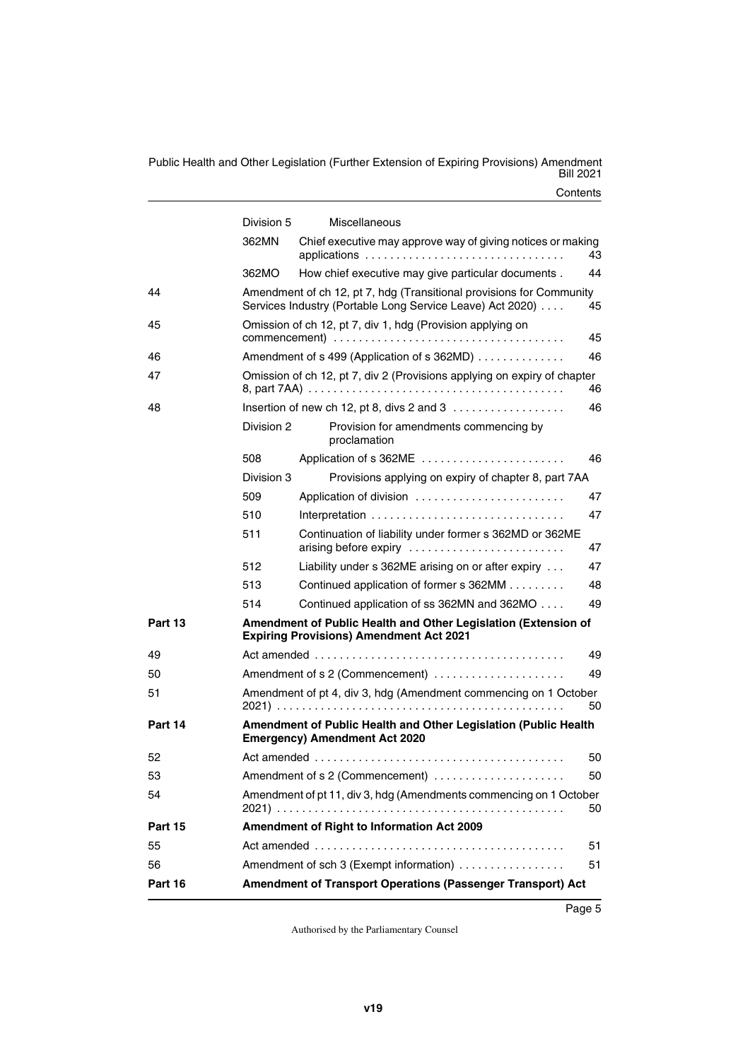| | | | |
|---|---|---|---|
| | Division 5 | Miscellaneous | |
| | 362MN | Chief executive may approve way of giving notices or making applications | 43 |
| | 362MO | How chief executive may give particular documents | 44 |
| 44 | | Amendment of ch 12, pt 7, hdg (Transitional provisions for Community Services Industry (Portable Long Service Leave) Act 2020) | 45 |
| 45 | | Omission of ch 12, pt 7, div 1, hdg (Provision applying on commencement) | 45 |
| 46 | | Amendment of s 499 (Application of s 362MD) | 46 |
| 47 | | Omission of ch 12, pt 7, div 2 (Provisions applying on expiry of chapter 8, part 7AA) | 46 |
| 48 | | Insertion of new ch 12, pt 8, divs 2 and 3 | 46 |
| | Division 2 | Provision for amendments commencing by proclamation | |
| | 508 | Application of s 362ME | 46 |
| | Division 3 | Provisions applying on expiry of chapter 8, part 7AA | |
| | 509 | Application of division | 47 |
| | 510 | Interpretation | 47 |
| | 511 | Continuation of liability under former s 362MD or 362ME arising before expiry | 47 |
| | 512 | Liability under s 362ME arising on or after expiry | 47 |
| | 513 | Continued application of former s 362MM | 48 |
| | 514 | Continued application of ss 362MN and 362MO | 49 |
| **Part 13** | | **Amendment of Public Health and Other Legislation (Extension of Expiring Provisions) Amendment Act 2021** | |
| 49 | | Act amended | 49 |
| 50 | | Amendment of s 2 (Commencement) | 49 |
| 51 | | Amendment of pt 4, div 3, hdg (Amendment commencing on 1 October 2021) | 50 |
| **Part 14** | | **Amendment of Public Health and Other Legislation (Public Health Emergency) Amendment Act 2020** | |
| 52 | | Act amended | 50 |
| 53 | | Amendment of s 2 (Commencement) | 50 |
| 54 | | Amendment of pt 11, div 3, hdg (Amendments commencing on 1 October 2021) | 50 |
| **Part 15** | | **Amendment of Right to Information Act 2009** | |
| 55 | | Act amended | 51 |
| 56 | | Amendment of sch 3 (Exempt information) | 51 |
| **Part 16** | | **Amendment of Transport Operations (Passenger Transport) Act** | |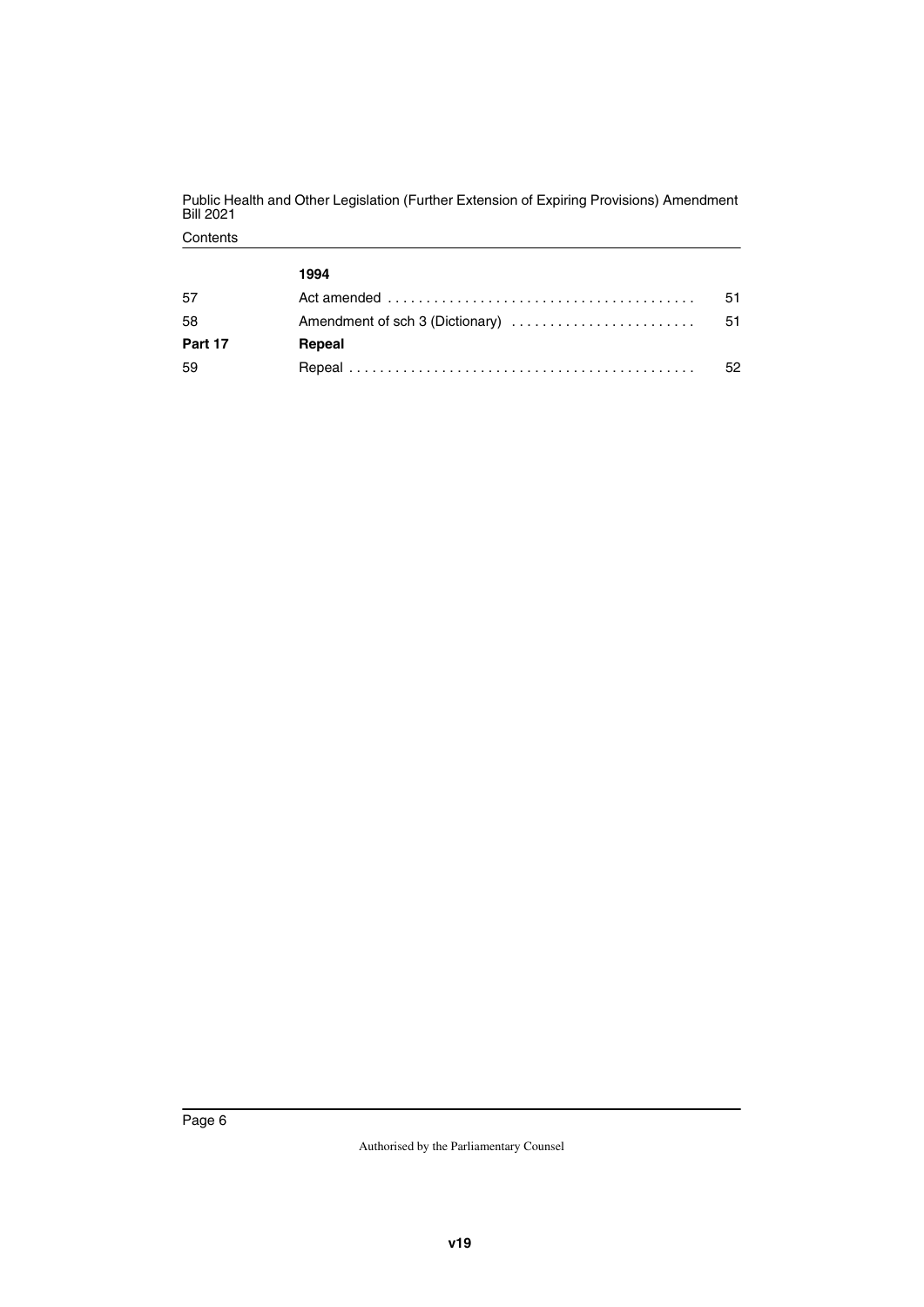| | 1994 | |
|---|---|---|
| 57 | Act amended | 51 |
| 58 | Amendment of sch 3 (Dictionary) | 51 |
| **Part 17** | **Repeal** | |
| 59 | Repeal | 52 |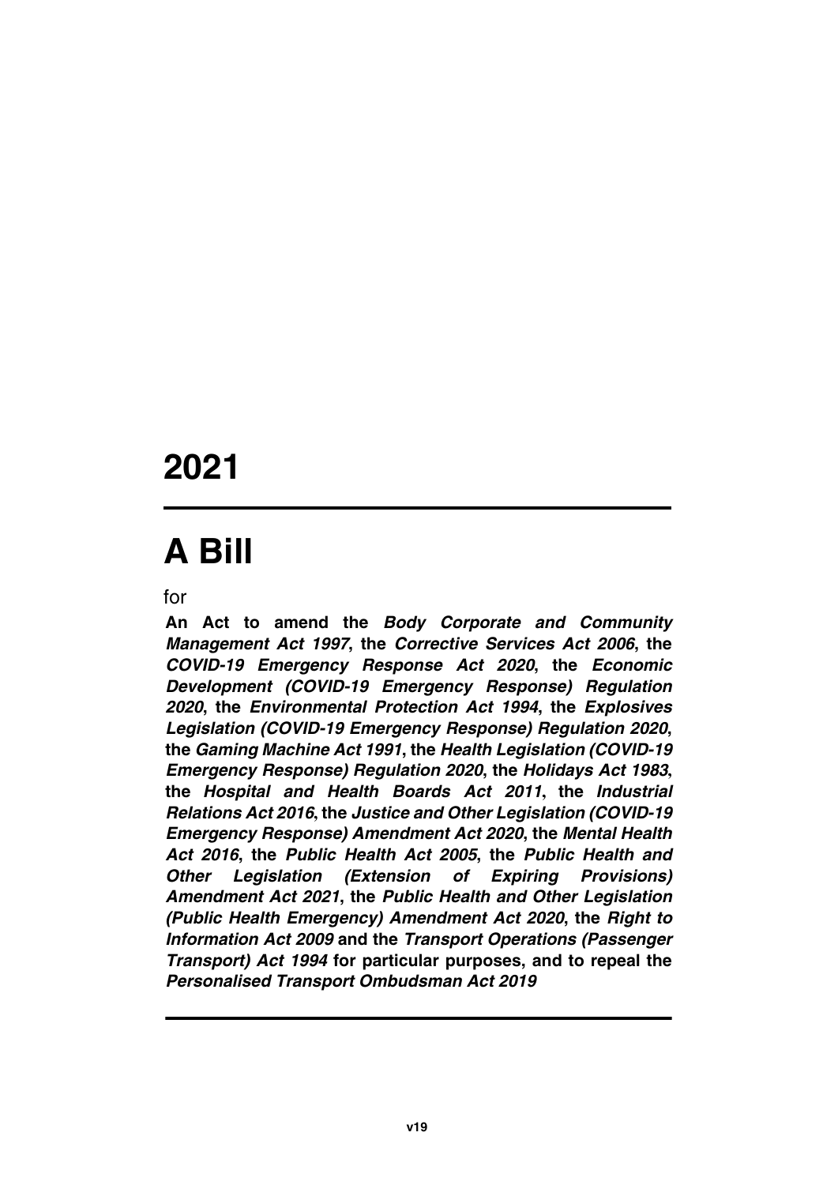# 2021

# A Bill

for

**An Act to amend the *Body Corporate and Community Management Act 1997*, the *Corrective Services Act 2006*, the *COVID-19 Emergency Response Act 2020*, the *Economic Development (COVID-19 Emergency Response) Regulation 2020*, the *Environmental Protection Act 1994*, the *Explosives Legislation (COVID-19 Emergency Response) Regulation 2020*, the *Gaming Machine Act 1991*, the *Health Legislation (COVID-19 Emergency Response) Regulation 2020*, the *Holidays Act 1983*, the *Hospital and Health Boards Act 2011*, the *Industrial Relations Act 2016*, the *Justice and Other Legislation (COVID-19 Emergency Response) Amendment Act 2020*, the *Mental Health Act 2016*, the *Public Health Act 2005*, the *Public Health and Other Legislation (Extension of Expiring Provisions) Amendment Act 2021*, the *Public Health and Other Legislation (Public Health Emergency) Amendment Act 2020*, the *Right to Information Act 2009* and the *Transport Operations (Passenger Transport) Act 1994* for particular purposes, and to repeal the *Personalised Transport Ombudsman Act 2019***

v19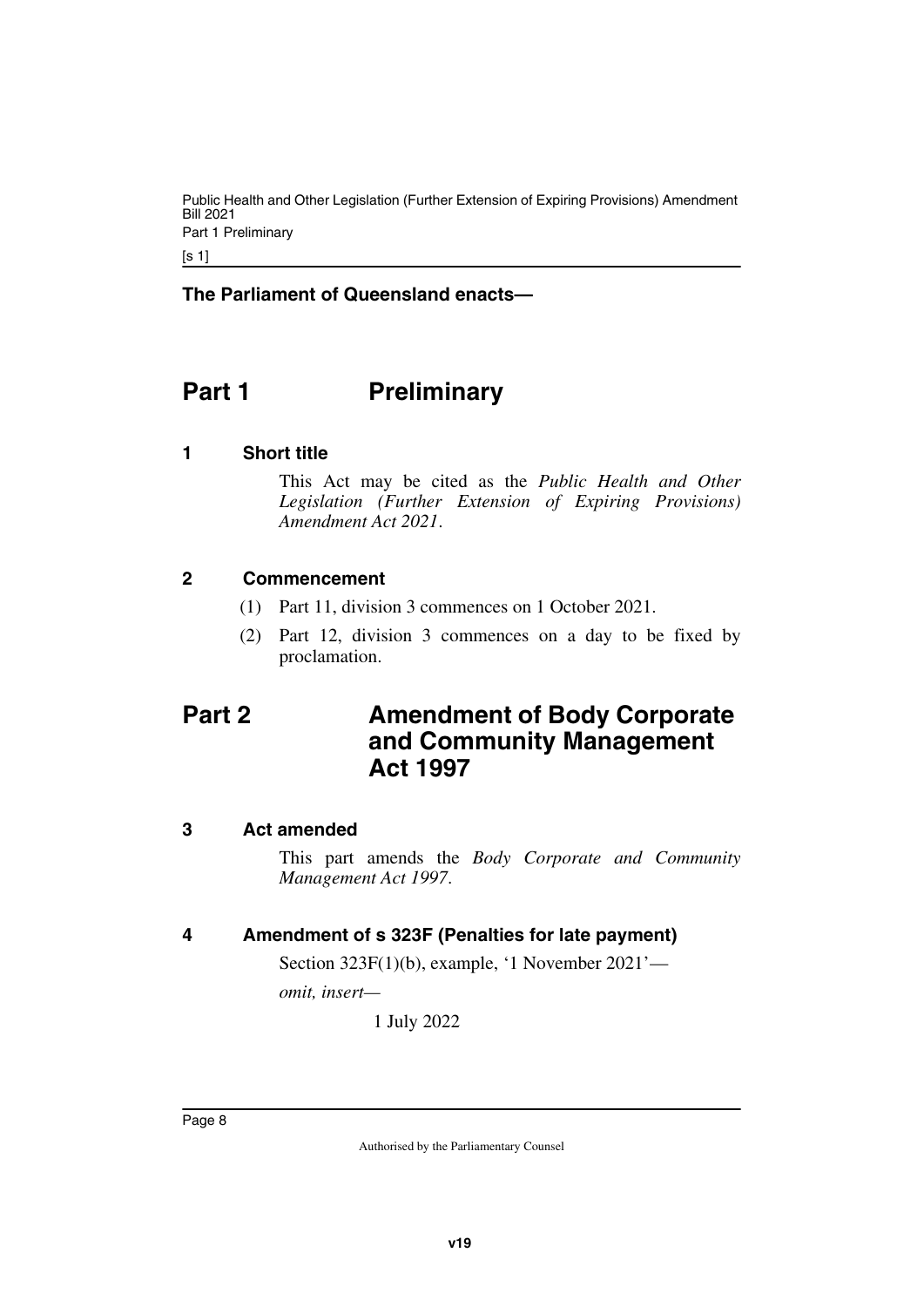**The Parliament of Queensland enacts—**

# Part 1 Preliminary

### 1 Short title

This Act may be cited as the *Public Health and Other Legislation (Further Extension of Expiring Provisions) Amendment Act 2021*.

### 2 Commencement

(1) Part 11, division 3 commences on 1 October 2021.

(2) Part 12, division 3 commences on a day to be fixed by proclamation.

# Part 2 Amendment of Body Corporate and Community Management Act 1997

### 3 Act amended

This part amends the *Body Corporate and Community Management Act 1997*.

### 4 Amendment of s 323F (Penalties for late payment)

Section 323F(1)(b), example, '1 November 2021'—

*omit, insert—*

1 July 2022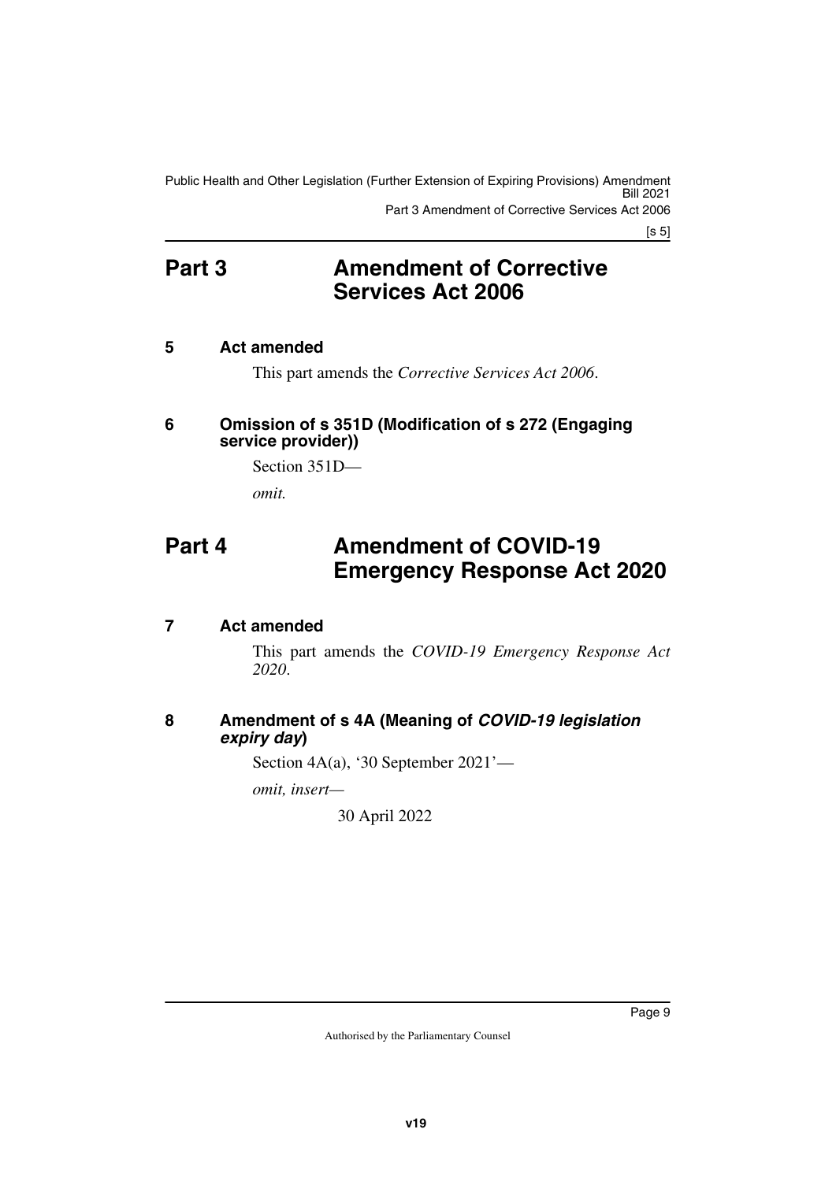# Part 3 Amendment of Corrective Services Act 2006

### 5 Act amended

This part amends the *Corrective Services Act 2006*.

### 6 Omission of s 351D (Modification of s 272 (Engaging service provider))

Section 351D—

*omit.*

# Part 4 Amendment of COVID-19 Emergency Response Act 2020

### 7 Act amended

This part amends the *COVID-19 Emergency Response Act 2020*.

### 8 Amendment of s 4A (Meaning of *COVID-19 legislation expiry day*)

Section 4A(a), '30 September 2021'—

*omit, insert—*

30 April 2022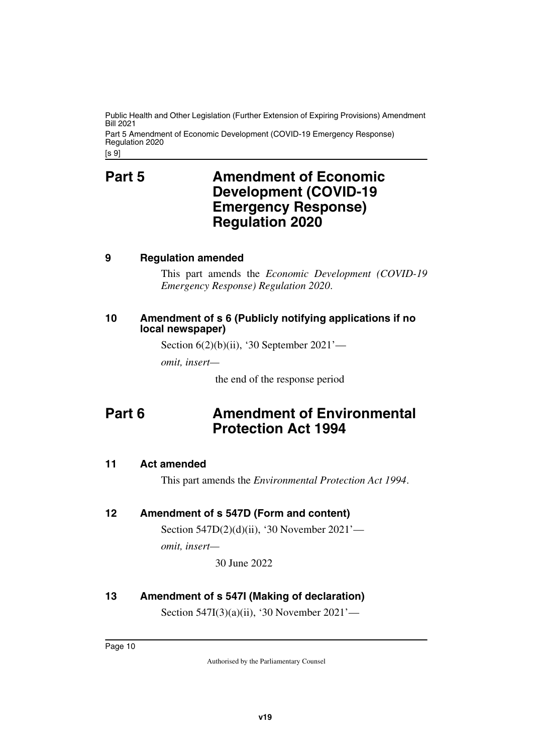# Part 5 Amendment of Economic Development (COVID-19 Emergency Response) Regulation 2020

### 9 Regulation amended

This part amends the *Economic Development (COVID-19 Emergency Response) Regulation 2020*.

### 10 Amendment of s 6 (Publicly notifying applications if no local newspaper)

Section 6(2)(b)(ii), '30 September 2021'—

*omit, insert—*

the end of the response period

# Part 6 Amendment of Environmental Protection Act 1994

### 11 Act amended

This part amends the *Environmental Protection Act 1994*.

### 12 Amendment of s 547D (Form and content)

Section 547D(2)(d)(ii), '30 November 2021'—

*omit, insert—*

30 June 2022

### 13 Amendment of s 547I (Making of declaration)

Section 547I(3)(a)(ii), '30 November 2021'—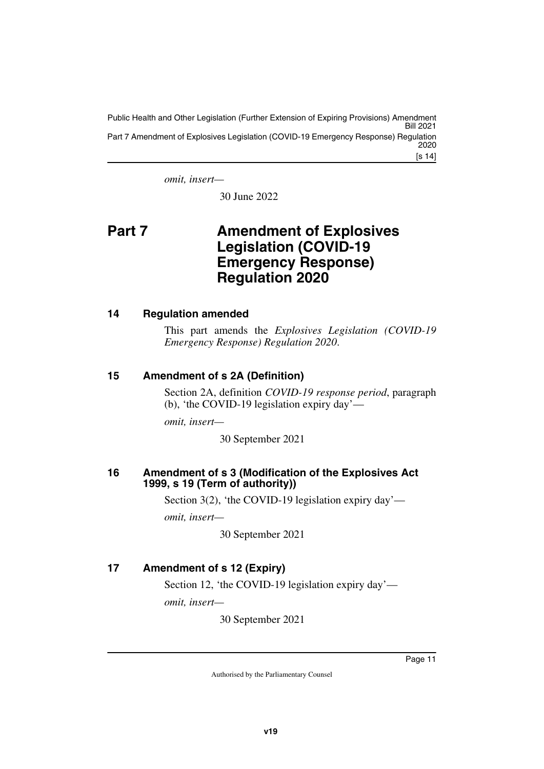*omit, insert—*

30 June 2022

# Part 7 Amendment of Explosives Legislation (COVID-19 Emergency Response) Regulation 2020

## 14 Regulation amended

This part amends the *Explosives Legislation (COVID-19 Emergency Response) Regulation 2020*.

## 15 Amendment of s 2A (Definition)

Section 2A, definition *COVID-19 response period*, paragraph (b), 'the COVID-19 legislation expiry day'—

*omit, insert—*

30 September 2021

## 16 Amendment of s 3 (Modification of the Explosives Act 1999, s 19 (Term of authority))

Section 3(2), 'the COVID-19 legislation expiry day'—

*omit, insert—*

30 September 2021

## 17 Amendment of s 12 (Expiry)

Section 12, 'the COVID-19 legislation expiry day'—

*omit, insert—*

30 September 2021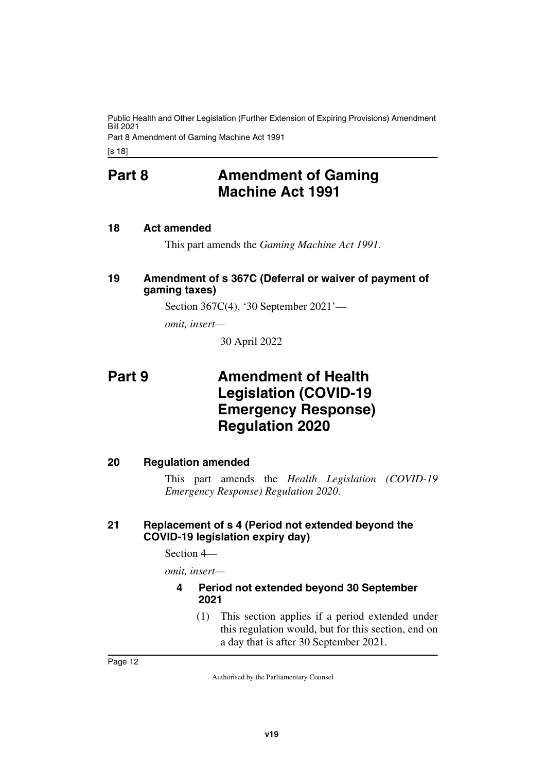# Part 8 Amendment of Gaming Machine Act 1991

### 18 Act amended

This part amends the *Gaming Machine Act 1991*.

### 19 Amendment of s 367C (Deferral or waiver of payment of gaming taxes)

Section 367C(4), '30 September 2021'—

*omit, insert—*

30 April 2022

# Part 9 Amendment of Health Legislation (COVID-19 Emergency Response) Regulation 2020

### 20 Regulation amended

This part amends the *Health Legislation (COVID-19 Emergency Response) Regulation 2020*.

### 21 Replacement of s 4 (Period not extended beyond the COVID-19 legislation expiry day)

Section 4—

*omit, insert—*

**4 Period not extended beyond 30 September 2021**

(1) This section applies if a period extended under this regulation would, but for this section, end on a day that is after 30 September 2021.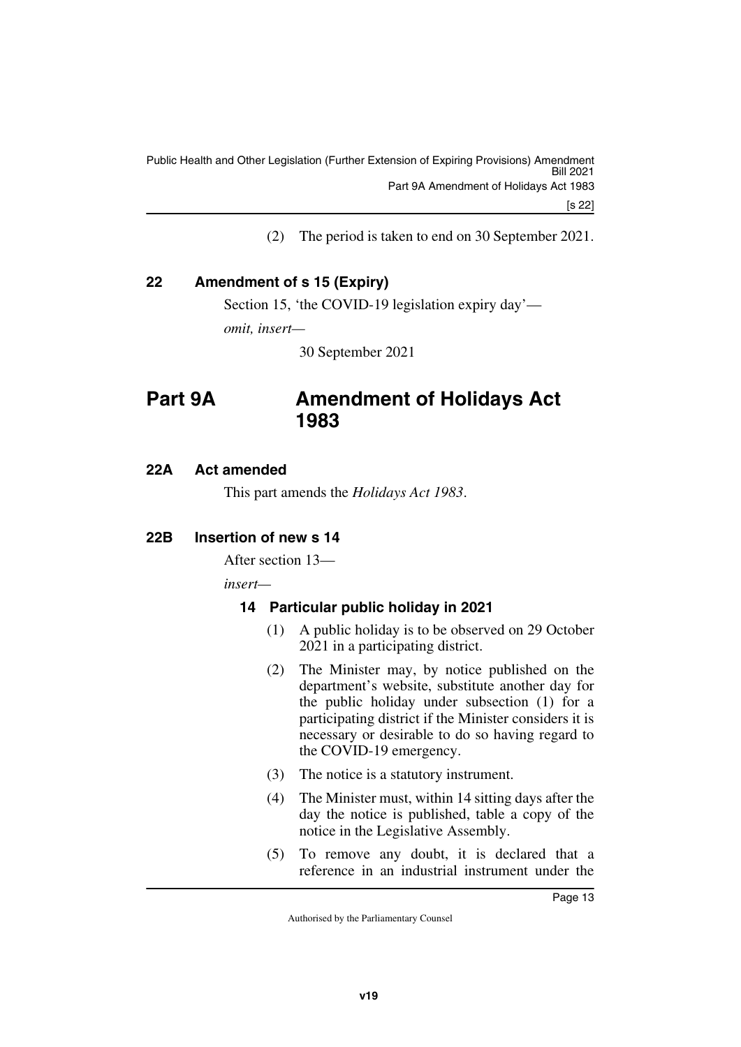(2) The period is taken to end on 30 September 2021.

### 22 Amendment of s 15 (Expiry)

Section 15, 'the COVID-19 legislation expiry day'—

*omit, insert—*

30 September 2021

## Part 9A Amendment of Holidays Act 1983

### 22A Act amended

This part amends the *Holidays Act 1983*.

### 22B Insertion of new s 14

After section 13—

*insert—*

#### 14 Particular public holiday in 2021

(1) A public holiday is to be observed on 29 October 2021 in a participating district.

(2) The Minister may, by notice published on the department's website, substitute another day for the public holiday under subsection (1) for a participating district if the Minister considers it is necessary or desirable to do so having regard to the COVID-19 emergency.

(3) The notice is a statutory instrument.

(4) The Minister must, within 14 sitting days after the day the notice is published, table a copy of the notice in the Legislative Assembly.

(5) To remove any doubt, it is declared that a reference in an industrial instrument under the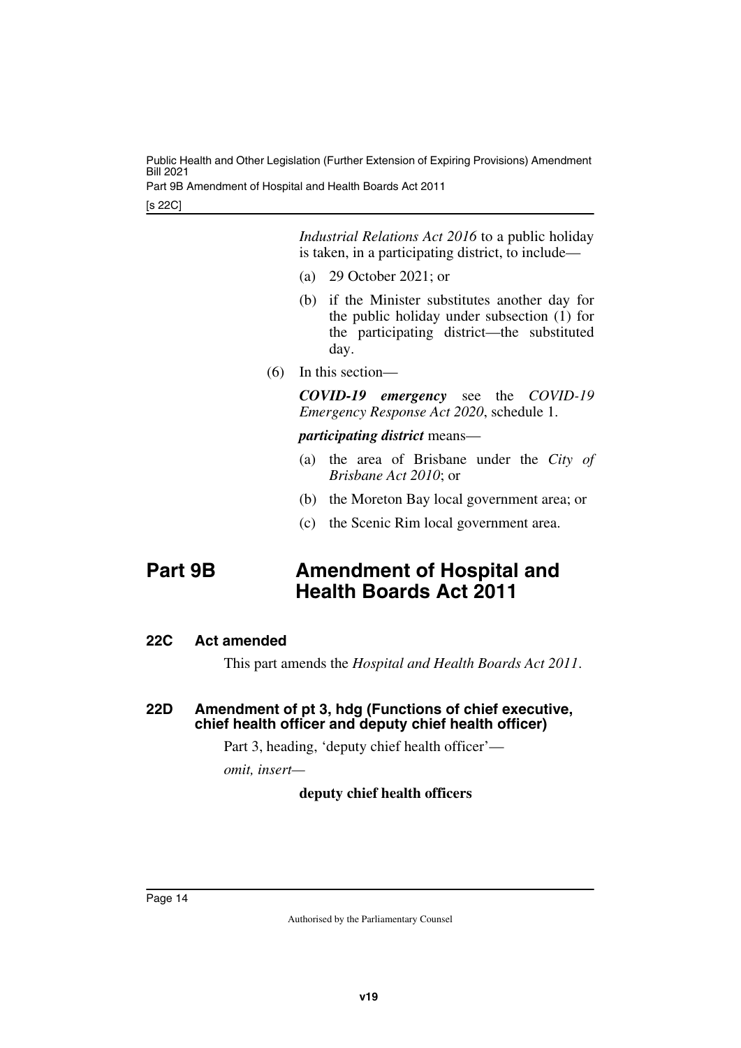*Industrial Relations Act 2016* to a public holiday is taken, in a participating district, to include—

(a) 29 October 2021; or

(b) if the Minister substitutes another day for the public holiday under subsection (1) for the participating district—the substituted day.

(6) In this section—

***COVID-19 emergency*** see the *COVID-19 Emergency Response Act 2020*, schedule 1.

***participating district*** means—

(a) the area of Brisbane under the *City of Brisbane Act 2010*; or

(b) the Moreton Bay local government area; or

(c) the Scenic Rim local government area.

# Part 9B Amendment of Hospital and Health Boards Act 2011

## 22C Act amended

This part amends the *Hospital and Health Boards Act 2011*.

## 22D Amendment of pt 3, hdg (Functions of chief executive, chief health officer and deputy chief health officer)

Part 3, heading, 'deputy chief health officer'—

*omit, insert—*

**deputy chief health officers**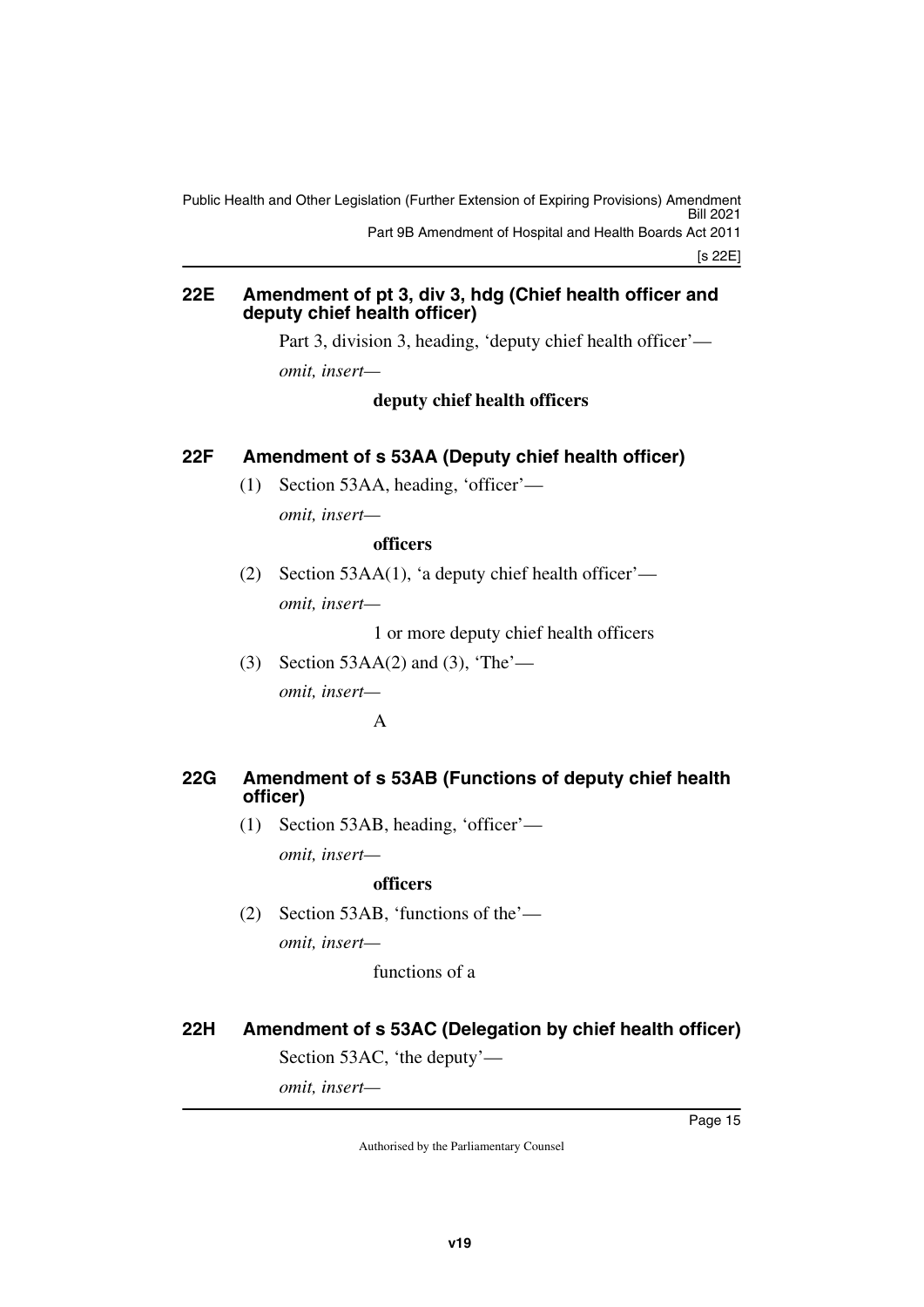## 22E Amendment of pt 3, div 3, hdg (Chief health officer and deputy chief health officer)

Part 3, division 3, heading, 'deputy chief health officer'—

*omit, insert—*

**deputy chief health officers**

## 22F Amendment of s 53AA (Deputy chief health officer)

(1) Section 53AA, heading, 'officer'—

*omit, insert—*

**officers**

(2) Section 53AA(1), 'a deputy chief health officer'—

*omit, insert—*

1 or more deputy chief health officers

(3) Section 53AA(2) and (3), 'The'—

*omit, insert—*

A

## 22G Amendment of s 53AB (Functions of deputy chief health officer)

(1) Section 53AB, heading, 'officer'—

*omit, insert—*

**officers**

(2) Section 53AB, 'functions of the'—

*omit, insert—*

functions of a

## 22H Amendment of s 53AC (Delegation by chief health officer)

Section 53AC, 'the deputy'—

*omit, insert—*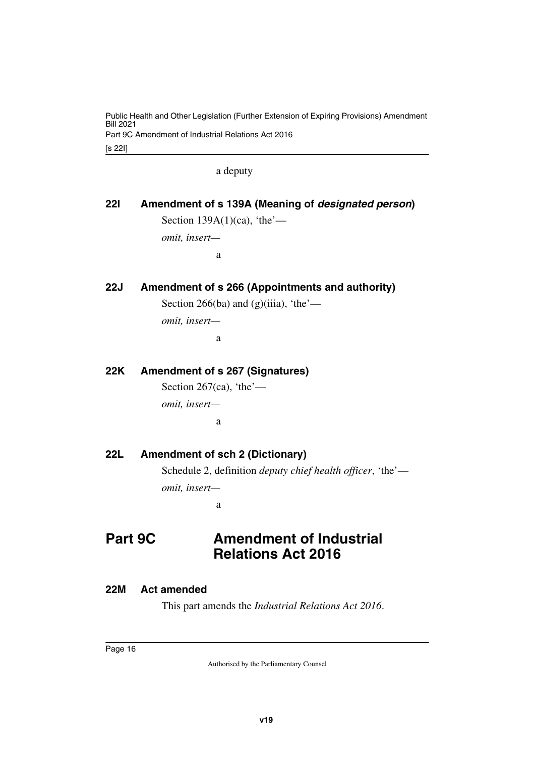a deputy

### 22I Amendment of s 139A (Meaning of ***designated person***)

Section 139A(1)(ca), 'the'—

*omit, insert—*

a

### 22J Amendment of s 266 (Appointments and authority)

Section 266(ba) and (g)(iiia), 'the'—

*omit, insert—*

a

### 22K Amendment of s 267 (Signatures)

Section 267(ca), 'the'—

*omit, insert—*

a

### 22L Amendment of sch 2 (Dictionary)

Schedule 2, definition *deputy chief health officer*, 'the'—

*omit, insert—*

a

## Part 9C Amendment of Industrial Relations Act 2016

### 22M Act amended

This part amends the *Industrial Relations Act 2016*.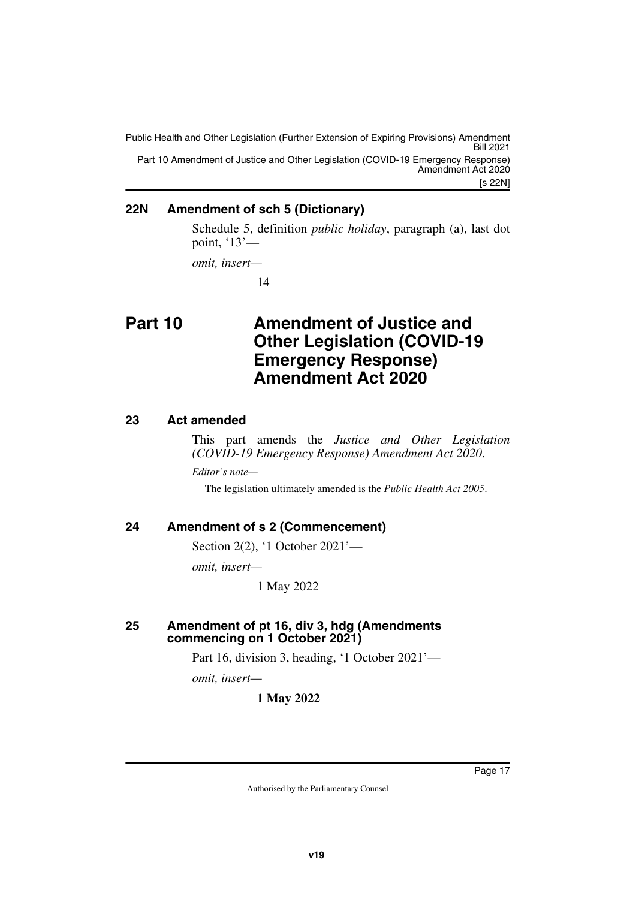### 22N Amendment of sch 5 (Dictionary)

Schedule 5, definition *public holiday*, paragraph (a), last dot point, '13'—

*omit, insert—*

14

# Part 10 Amendment of Justice and Other Legislation (COVID-19 Emergency Response) Amendment Act 2020

### 23 Act amended

This part amends the *Justice and Other Legislation (COVID-19 Emergency Response) Amendment Act 2020*.

*Editor's note—*

The legislation ultimately amended is the *Public Health Act 2005*.

### 24 Amendment of s 2 (Commencement)

Section 2(2), '1 October 2021'—

*omit, insert—*

1 May 2022

### 25 Amendment of pt 16, div 3, hdg (Amendments commencing on 1 October 2021)

Part 16, division 3, heading, '1 October 2021'—

*omit, insert—*

**1 May 2022**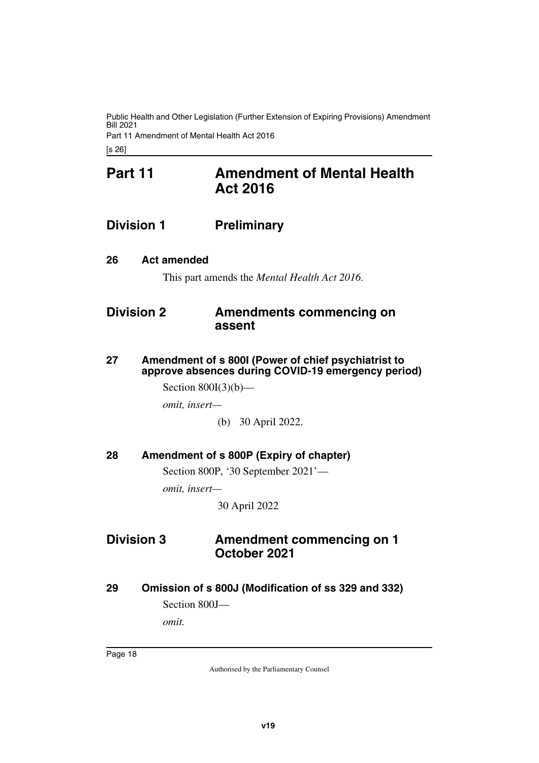# Part 11 Amendment of Mental Health Act 2016

## Division 1 Preliminary

### 26 Act amended

This part amends the *Mental Health Act 2016*.

## Division 2 Amendments commencing on assent

### 27 Amendment of s 800I (Power of chief psychiatrist to approve absences during COVID-19 emergency period)

Section 800I(3)(b)—

*omit, insert—*

(b) 30 April 2022.

### 28 Amendment of s 800P (Expiry of chapter)

Section 800P, '30 September 2021'—

*omit, insert—*

30 April 2022

## Division 3 Amendment commencing on 1 October 2021

### 29 Omission of s 800J (Modification of ss 329 and 332)

Section 800J—

*omit.*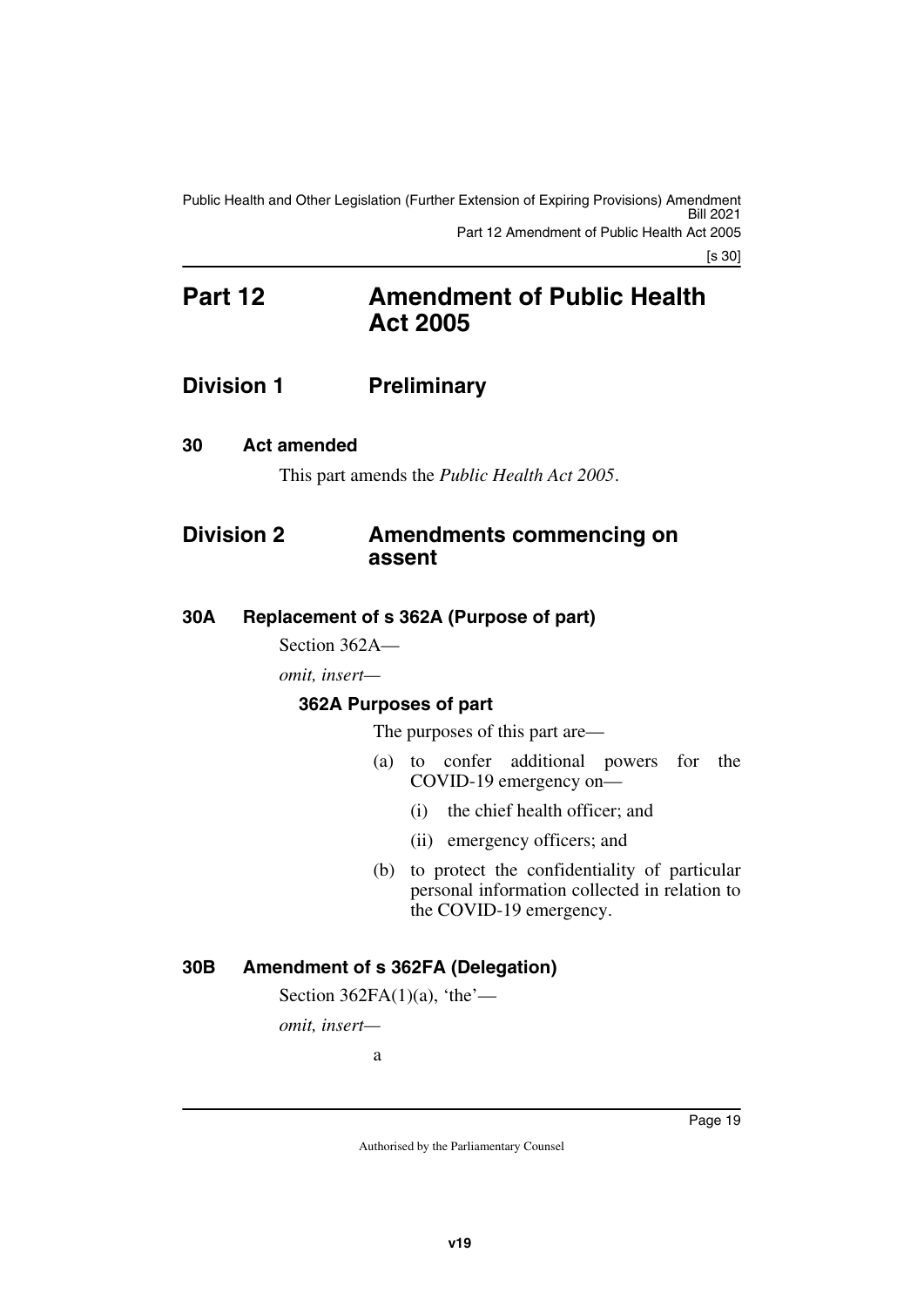# Part 12 Amendment of Public Health Act 2005

## Division 1 Preliminary

### 30 Act amended

This part amends the *Public Health Act 2005*.

## Division 2 Amendments commencing on assent

### 30A Replacement of s 362A (Purpose of part)

Section 362A—

*omit, insert—*

**362A Purposes of part**

The purposes of this part are—

(a) to confer additional powers for the COVID-19 emergency on—

(i) the chief health officer; and

(ii) emergency officers; and

(b) to protect the confidentiality of particular personal information collected in relation to the COVID-19 emergency.

### 30B Amendment of s 362FA (Delegation)

Section 362FA(1)(a), 'the'—

*omit, insert—*

a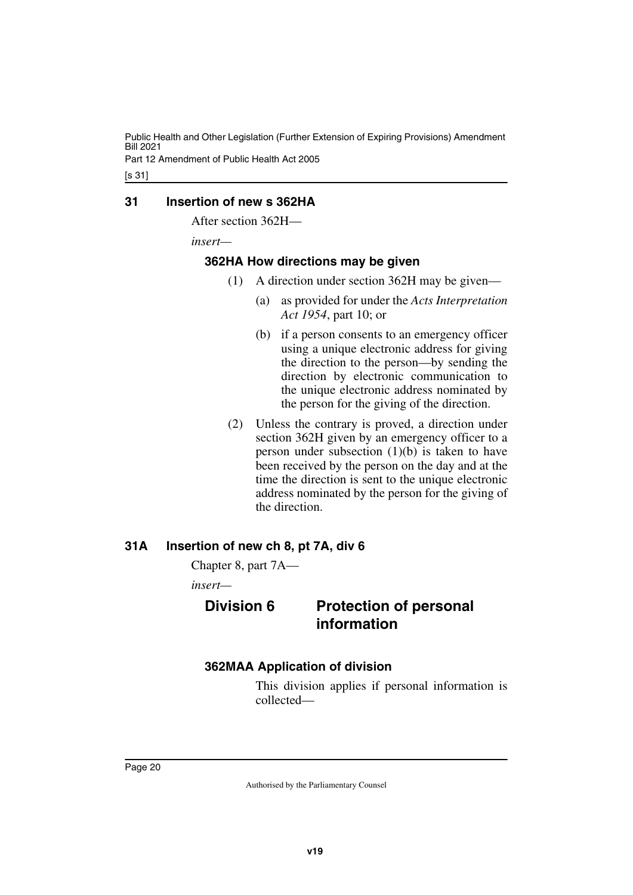## 31 Insertion of new s 362HA

After section 362H—

*insert*—

### 362HA How directions may be given

(1) A direction under section 362H may be given—

(a) as provided for under the *Acts Interpretation Act 1954*, part 10; or

(b) if a person consents to an emergency officer using a unique electronic address for giving the direction to the person—by sending the direction by electronic communication to the unique electronic address nominated by the person for the giving of the direction.

(2) Unless the contrary is proved, a direction under section 362H given by an emergency officer to a person under subsection (1)(b) is taken to have been received by the person on the day and at the time the direction is sent to the unique electronic address nominated by the person for the giving of the direction.

## 31A Insertion of new ch 8, pt 7A, div 6

Chapter 8, part 7A—

*insert*—

## Division 6 Protection of personal information

### 362MAA Application of division

This division applies if personal information is collected—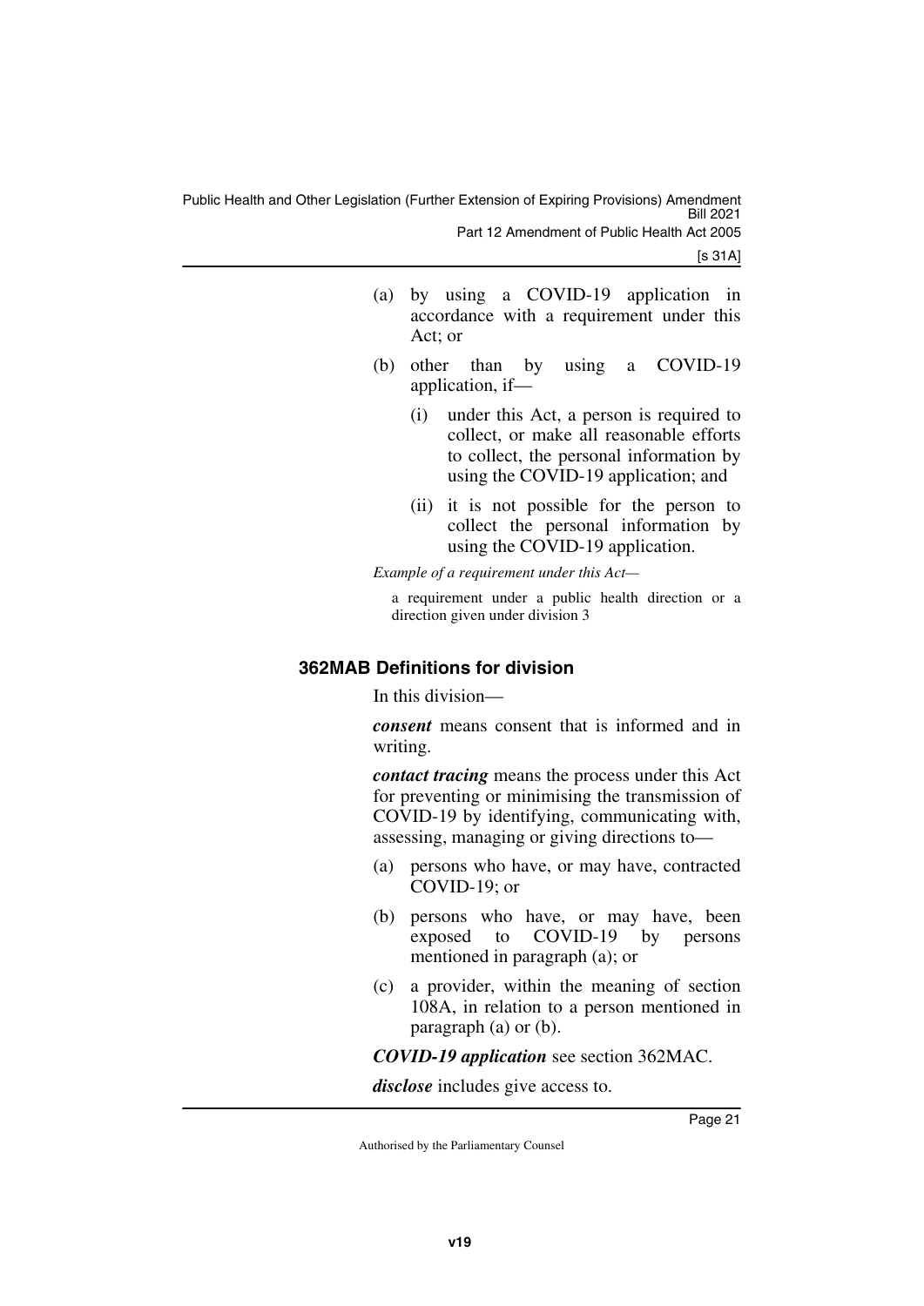(a) by using a COVID-19 application in accordance with a requirement under this Act; or

(b) other than by using a COVID-19 application, if—

   (i) under this Act, a person is required to collect, or make all reasonable efforts to collect, the personal information by using the COVID-19 application; and

   (ii) it is not possible for the person to collect the personal information by using the COVID-19 application.

*Example of a requirement under this Act—*

a requirement under a public health direction or a direction given under division 3

### 362MAB Definitions for division

In this division—

***consent*** means consent that is informed and in writing.

***contact tracing*** means the process under this Act for preventing or minimising the transmission of COVID-19 by identifying, communicating with, assessing, managing or giving directions to—

(a) persons who have, or may have, contracted COVID-19; or

(b) persons who have, or may have, been exposed to COVID-19 by persons mentioned in paragraph (a); or

(c) a provider, within the meaning of section 108A, in relation to a person mentioned in paragraph (a) or (b).

***COVID-19 application*** see section 362MAC.

***disclose*** includes give access to.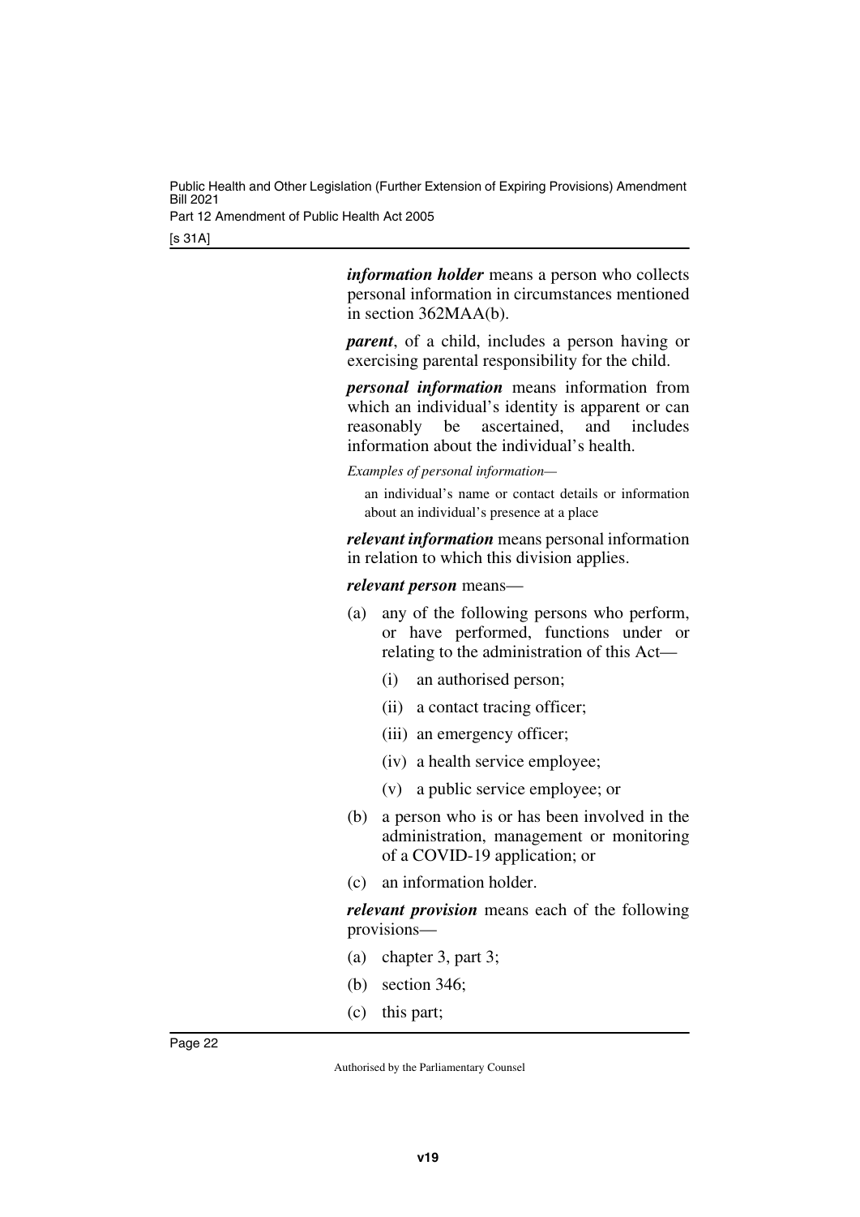***information holder*** means a person who collects personal information in circumstances mentioned in section 362MAA(b).

***parent***, of a child, includes a person having or exercising parental responsibility for the child.

***personal information*** means information from which an individual's identity is apparent or can reasonably be ascertained, and includes information about the individual's health.

*Examples of personal information—*

an individual's name or contact details or information about an individual's presence at a place

***relevant information*** means personal information in relation to which this division applies.

***relevant person*** means—

(a) any of the following persons who perform, or have performed, functions under or relating to the administration of this Act—

  (i) an authorised person;

  (ii) a contact tracing officer;

  (iii) an emergency officer;

  (iv) a health service employee;

  (v) a public service employee; or

(b) a person who is or has been involved in the administration, management or monitoring of a COVID-19 application; or

(c) an information holder.

***relevant provision*** means each of the following provisions—

(a) chapter 3, part 3;

(b) section 346;

(c) this part;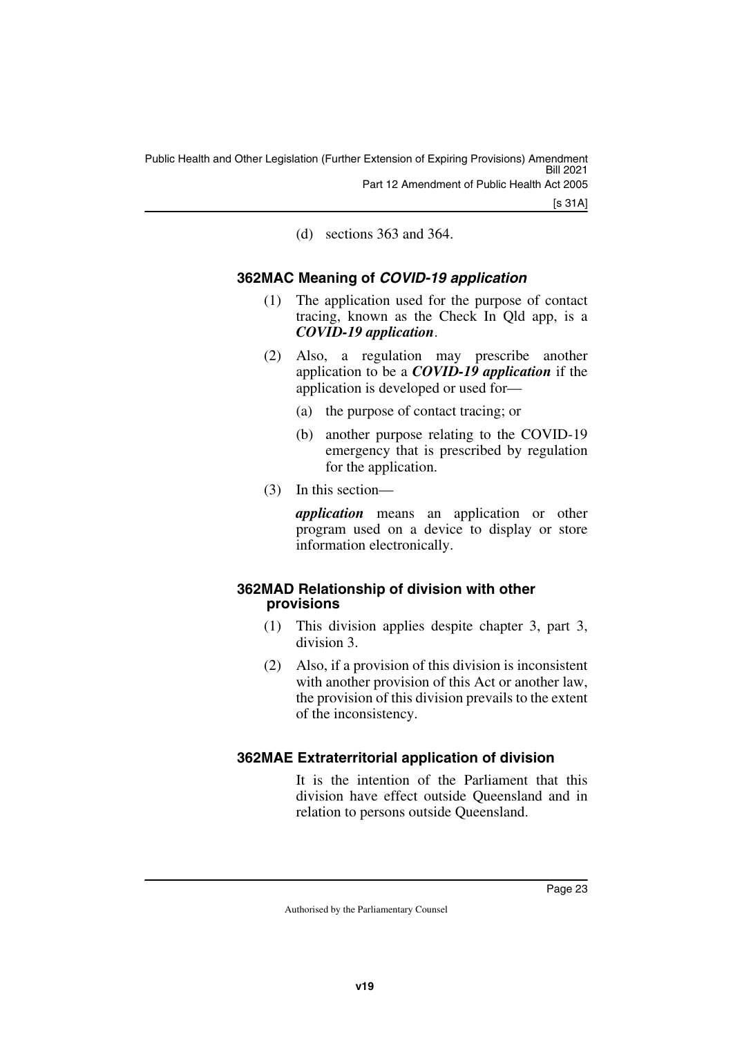(d) sections 363 and 364.

### 362MAC Meaning of ***COVID-19 application***

(1) The application used for the purpose of contact tracing, known as the Check In Qld app, is a ***COVID-19 application***.

(2) Also, a regulation may prescribe another application to be a ***COVID-19 application*** if the application is developed or used for—

(a) the purpose of contact tracing; or

(b) another purpose relating to the COVID-19 emergency that is prescribed by regulation for the application.

(3) In this section—

***application*** means an application or other program used on a device to display or store information electronically.

### 362MAD Relationship of division with other provisions

(1) This division applies despite chapter 3, part 3, division 3.

(2) Also, if a provision of this division is inconsistent with another provision of this Act or another law, the provision of this division prevails to the extent of the inconsistency.

### 362MAE Extraterritorial application of division

It is the intention of the Parliament that this division have effect outside Queensland and in relation to persons outside Queensland.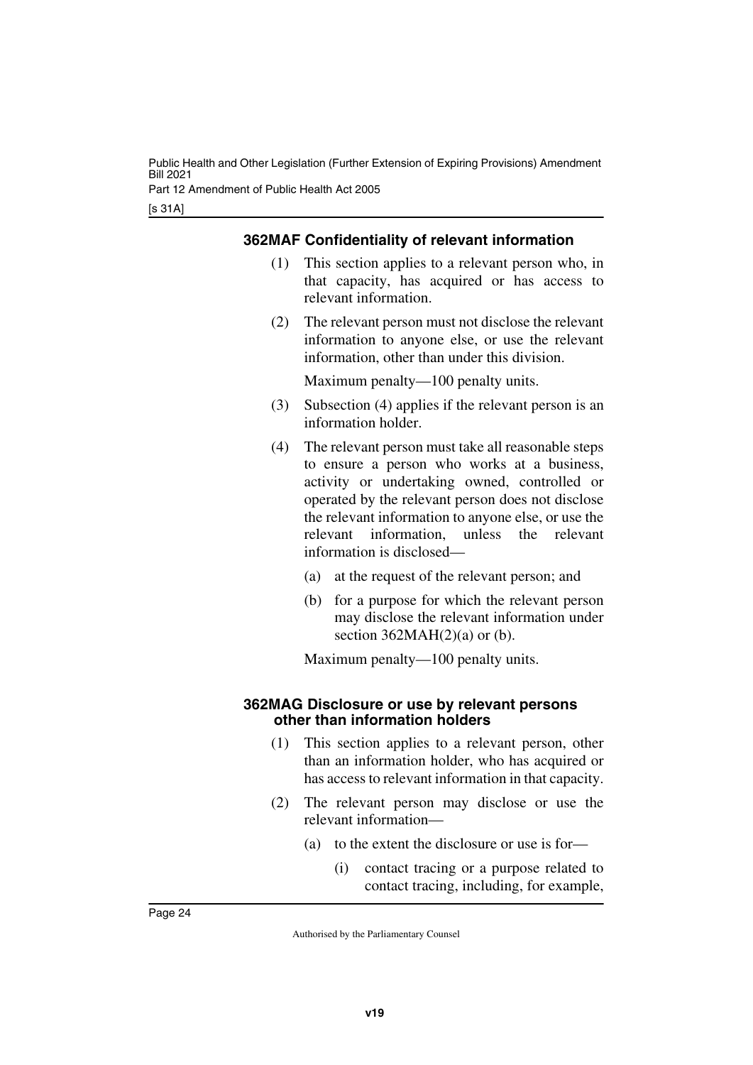### 362MAF Confidentiality of relevant information

(1) This section applies to a relevant person who, in that capacity, has acquired or has access to relevant information.

(2) The relevant person must not disclose the relevant information to anyone else, or use the relevant information, other than under this division.

Maximum penalty—100 penalty units.

(3) Subsection (4) applies if the relevant person is an information holder.

(4) The relevant person must take all reasonable steps to ensure a person who works at a business, activity or undertaking owned, controlled or operated by the relevant person does not disclose the relevant information to anyone else, or use the relevant information, unless the relevant information is disclosed—

(a) at the request of the relevant person; and

(b) for a purpose for which the relevant person may disclose the relevant information under section 362MAH(2)(a) or (b).

Maximum penalty—100 penalty units.

### 362MAG Disclosure or use by relevant persons other than information holders

(1) This section applies to a relevant person, other than an information holder, who has acquired or has access to relevant information in that capacity.

(2) The relevant person may disclose or use the relevant information—

(a) to the extent the disclosure or use is for—

(i) contact tracing or a purpose related to contact tracing, including, for example,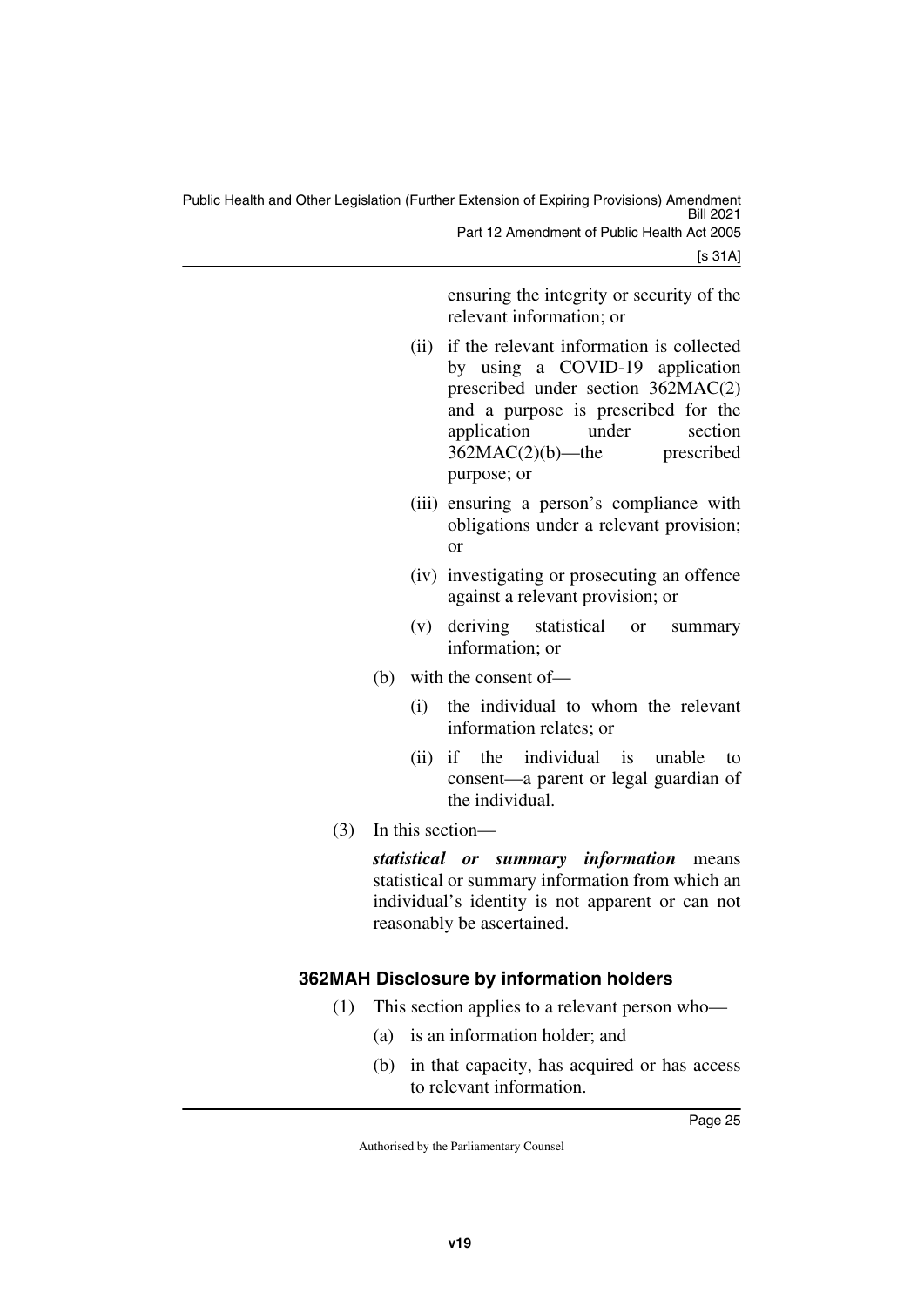ensuring the integrity or security of the relevant information; or

(ii) if the relevant information is collected by using a COVID-19 application prescribed under section 362MAC(2) and a purpose is prescribed for the application under section 362MAC(2)(b)—the prescribed purpose; or

(iii) ensuring a person's compliance with obligations under a relevant provision; or

(iv) investigating or prosecuting an offence against a relevant provision; or

(v) deriving statistical or summary information; or

(b) with the consent of—

(i) the individual to whom the relevant information relates; or

(ii) if the individual is unable to consent—a parent or legal guardian of the individual.

(3) In this section—

***statistical or summary information*** means statistical or summary information from which an individual's identity is not apparent or can not reasonably be ascertained.

### 362MAH Disclosure by information holders

(1) This section applies to a relevant person who—

(a) is an information holder; and

(b) in that capacity, has acquired or has access to relevant information.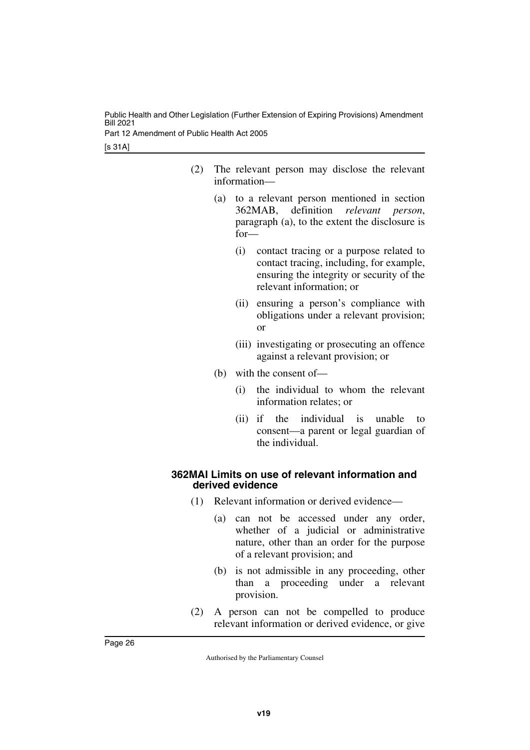(2) The relevant person may disclose the relevant information—

(a) to a relevant person mentioned in section 362MAB, definition *relevant person*, paragraph (a), to the extent the disclosure is for—

(i) contact tracing or a purpose related to contact tracing, including, for example, ensuring the integrity or security of the relevant information; or

(ii) ensuring a person's compliance with obligations under a relevant provision; or

(iii) investigating or prosecuting an offence against a relevant provision; or

(b) with the consent of—

(i) the individual to whom the relevant information relates; or

(ii) if the individual is unable to consent—a parent or legal guardian of the individual.

### 362MAI Limits on use of relevant information and derived evidence

(1) Relevant information or derived evidence—

(a) can not be accessed under any order, whether of a judicial or administrative nature, other than an order for the purpose of a relevant provision; and

(b) is not admissible in any proceeding, other than a proceeding under a relevant provision.

(2) A person can not be compelled to produce relevant information or derived evidence, or give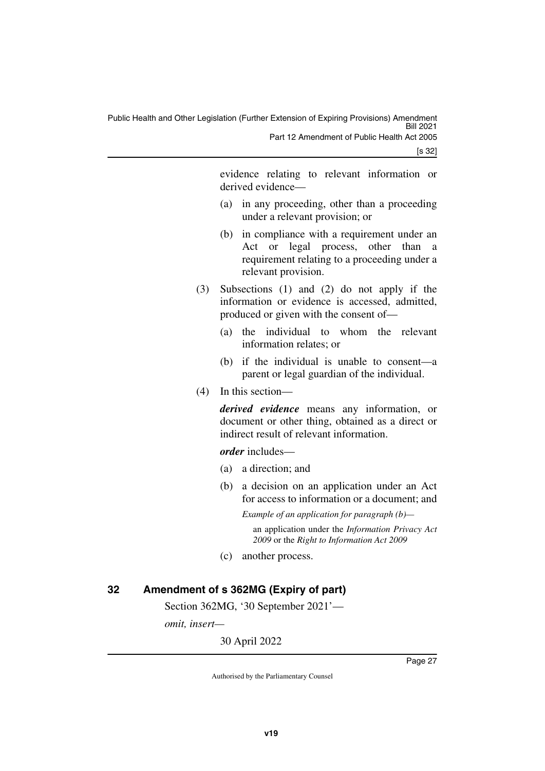evidence relating to relevant information or derived evidence—

(a) in any proceeding, other than a proceeding under a relevant provision; or

(b) in compliance with a requirement under an Act or legal process, other than a requirement relating to a proceeding under a relevant provision.

(3) Subsections (1) and (2) do not apply if the information or evidence is accessed, admitted, produced or given with the consent of—

(a) the individual to whom the relevant information relates; or

(b) if the individual is unable to consent—a parent or legal guardian of the individual.

(4) In this section—

***derived evidence*** means any information, or document or other thing, obtained as a direct or indirect result of relevant information.

***order*** includes—

(a) a direction; and

(b) a decision on an application under an Act for access to information or a document; and

*Example of an application for paragraph (b)—*

an application under the *Information Privacy Act 2009* or the *Right to Information Act 2009*

(c) another process.

## 32 Amendment of s 362MG (Expiry of part)

Section 362MG, '30 September 2021'—

*omit, insert—*

30 April 2022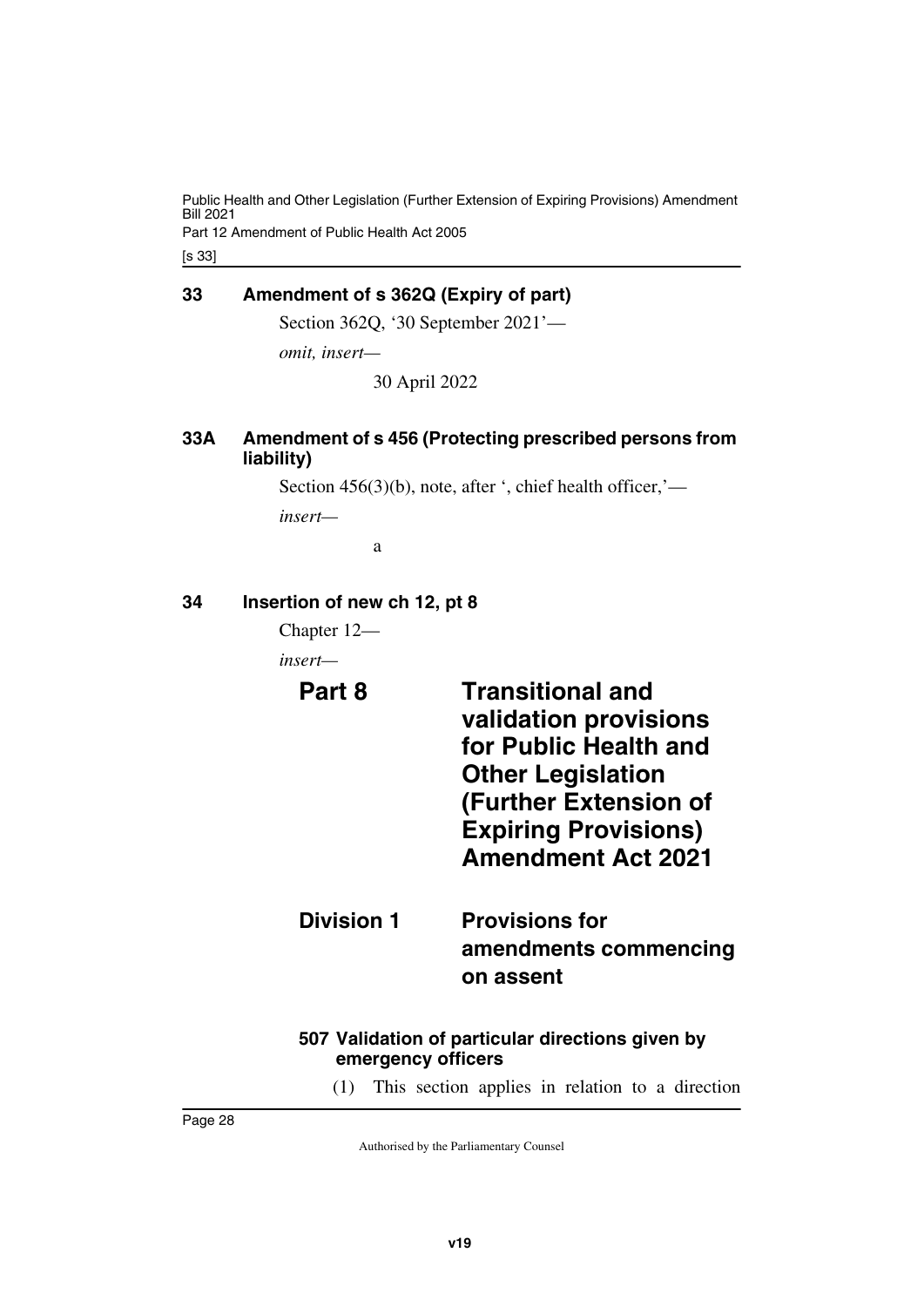## 33 Amendment of s 362Q (Expiry of part)

Section 362Q, '30 September 2021'—

*omit, insert—*

30 April 2022

## 33A Amendment of s 456 (Protecting prescribed persons from liability)

Section 456(3)(b), note, after ', chief health officer,'—

*insert—*

a

## 34 Insertion of new ch 12, pt 8

Chapter 12—

*insert—*

# Part 8 Transitional and validation provisions for Public Health and Other Legislation (Further Extension of Expiring Provisions) Amendment Act 2021

# Division 1 Provisions for amendments commencing on assent

### 507 Validation of particular directions given by emergency officers

(1) This section applies in relation to a direction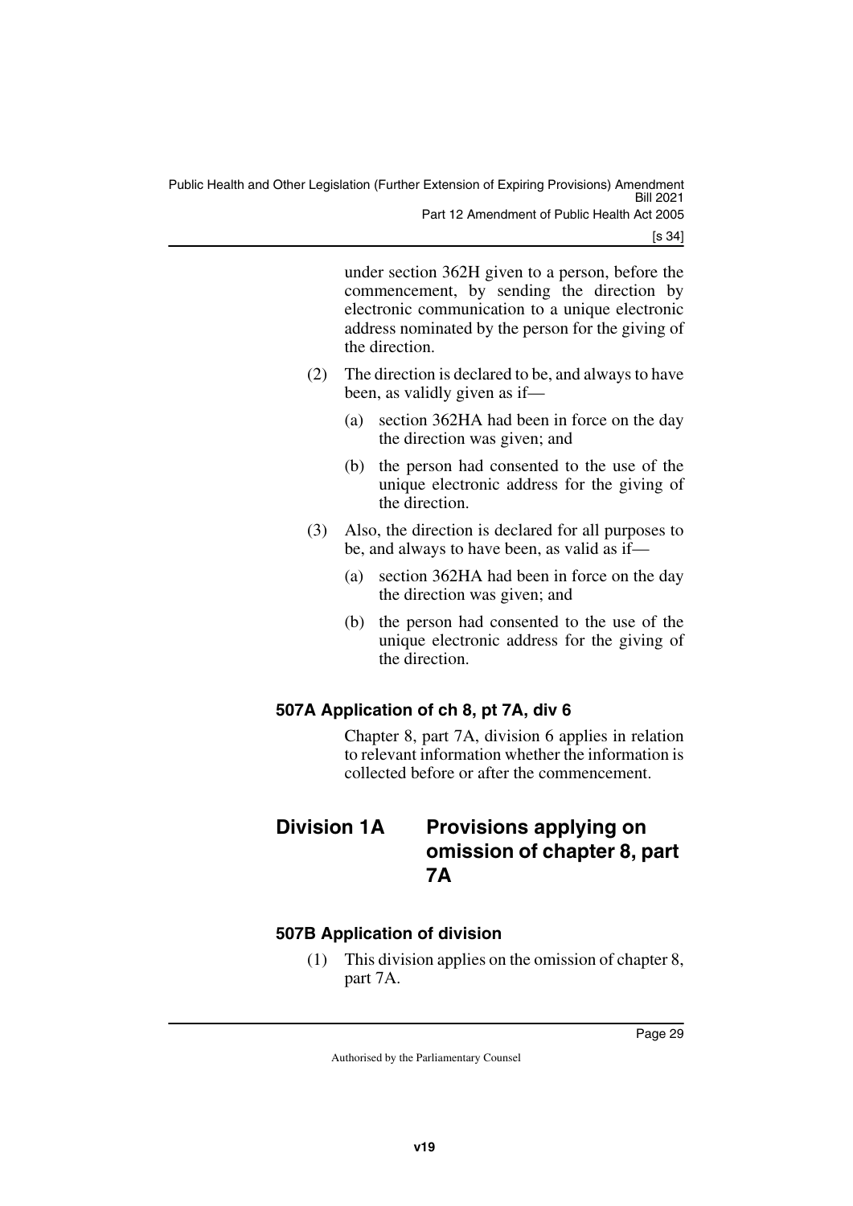under section 362H given to a person, before the commencement, by sending the direction by electronic communication to a unique electronic address nominated by the person for the giving of the direction.

(2) The direction is declared to be, and always to have been, as validly given as if—

(a) section 362HA had been in force on the day the direction was given; and

(b) the person had consented to the use of the unique electronic address for the giving of the direction.

(3) Also, the direction is declared for all purposes to be, and always to have been, as valid as if—

(a) section 362HA had been in force on the day the direction was given; and

(b) the person had consented to the use of the unique electronic address for the giving of the direction.

### 507A Application of ch 8, pt 7A, div 6

Chapter 8, part 7A, division 6 applies in relation to relevant information whether the information is collected before or after the commencement.

## Division 1A Provisions applying on omission of chapter 8, part 7A

### 507B Application of division

(1) This division applies on the omission of chapter 8, part 7A.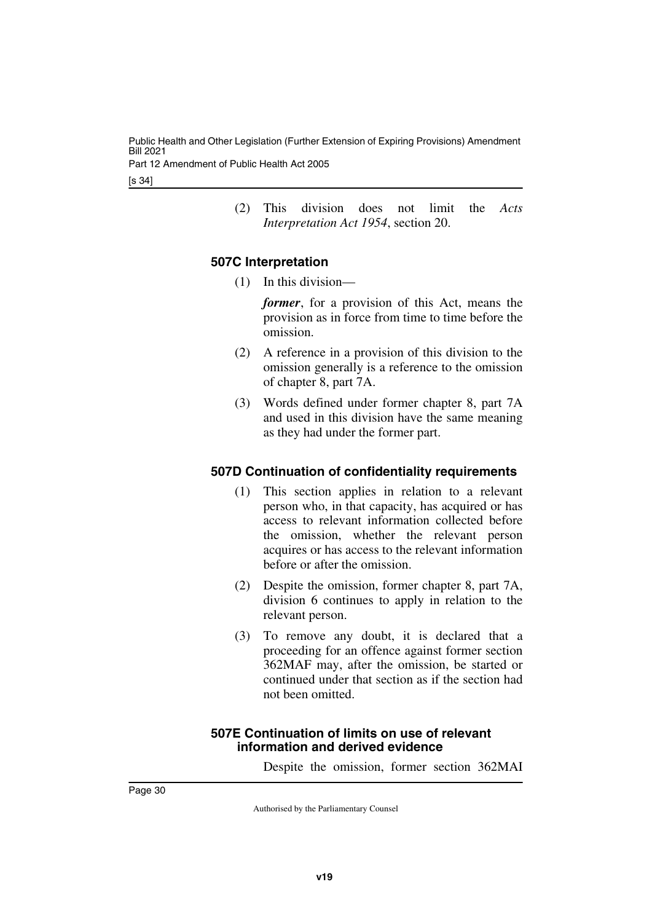(2) This division does not limit the *Acts Interpretation Act 1954*, section 20.

### 507C Interpretation

(1) In this division—

***former***, for a provision of this Act, means the provision as in force from time to time before the omission.

(2) A reference in a provision of this division to the omission generally is a reference to the omission of chapter 8, part 7A.

(3) Words defined under former chapter 8, part 7A and used in this division have the same meaning as they had under the former part.

### 507D Continuation of confidentiality requirements

(1) This section applies in relation to a relevant person who, in that capacity, has acquired or has access to relevant information collected before the omission, whether the relevant person acquires or has access to the relevant information before or after the omission.

(2) Despite the omission, former chapter 8, part 7A, division 6 continues to apply in relation to the relevant person.

(3) To remove any doubt, it is declared that a proceeding for an offence against former section 362MAF may, after the omission, be started or continued under that section as if the section had not been omitted.

### 507E Continuation of limits on use of relevant information and derived evidence

Despite the omission, former section 362MAI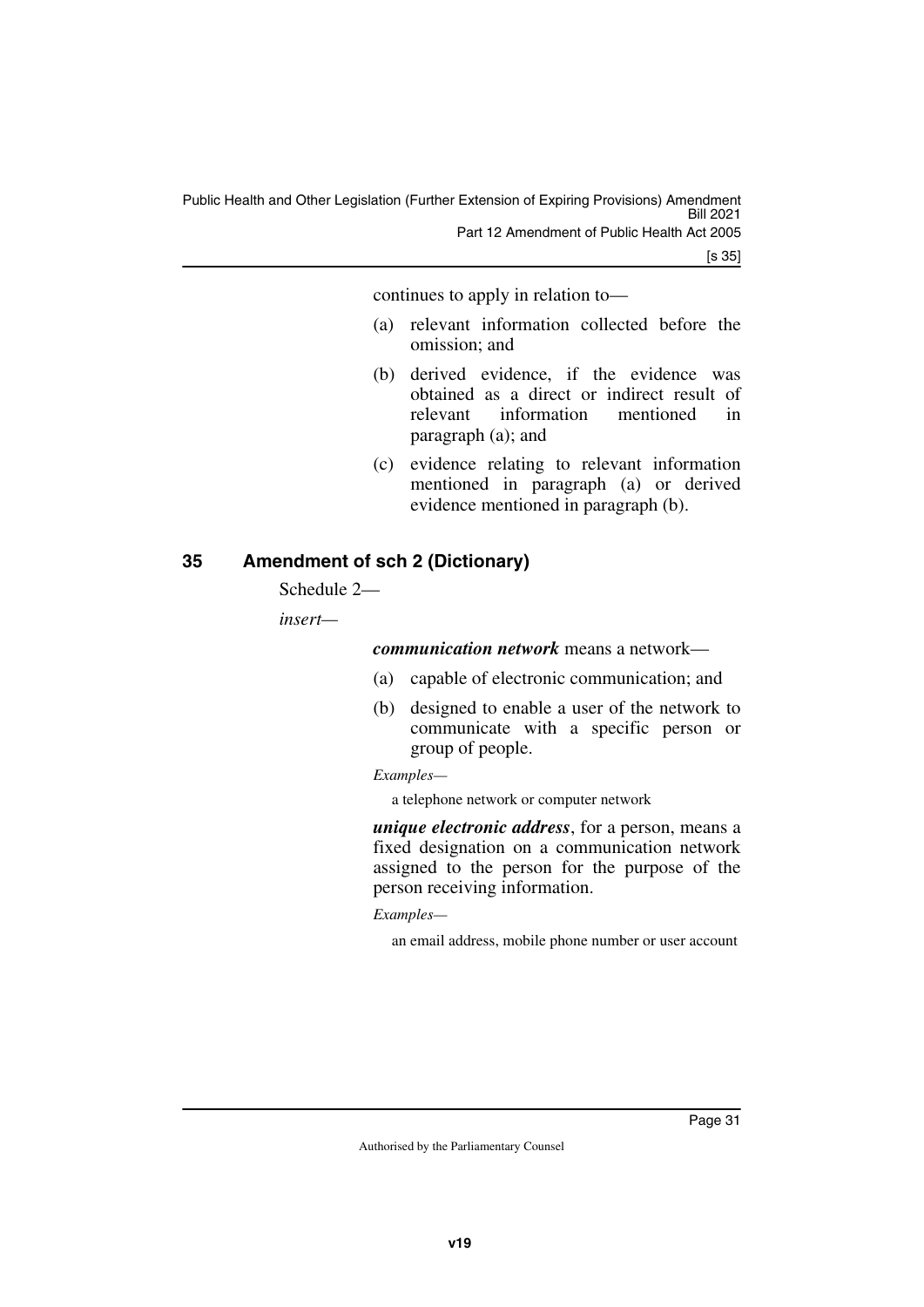continues to apply in relation to—

(a) relevant information collected before the omission; and

(b) derived evidence, if the evidence was obtained as a direct or indirect result of relevant information mentioned in paragraph (a); and

(c) evidence relating to relevant information mentioned in paragraph (a) or derived evidence mentioned in paragraph (b).

## 35 Amendment of sch 2 (Dictionary)

Schedule 2—

*insert*—

***communication network*** means a network—

(a) capable of electronic communication; and

(b) designed to enable a user of the network to communicate with a specific person or group of people.

*Examples—*

a telephone network or computer network

***unique electronic address***, for a person, means a fixed designation on a communication network assigned to the person for the purpose of the person receiving information.

*Examples—*

an email address, mobile phone number or user account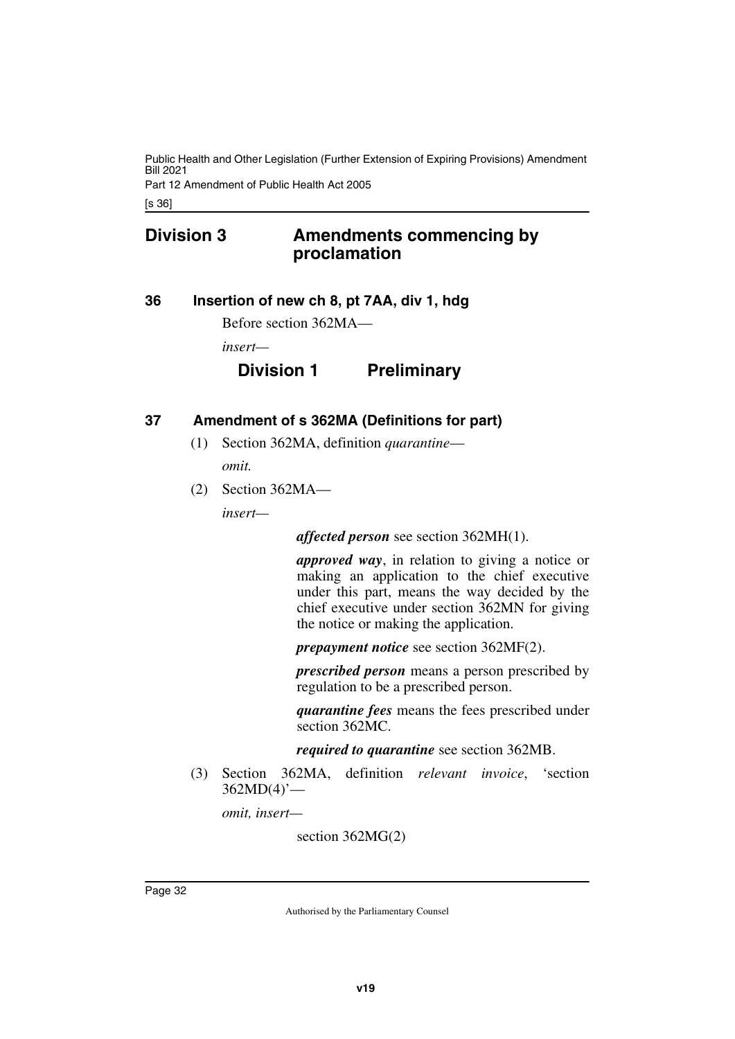## Division 3 Amendments commencing by proclamation

### 36 Insertion of new ch 8, pt 7AA, div 1, hdg

Before section 362MA—

*insert*—

## Division 1 Preliminary

### 37 Amendment of s 362MA (Definitions for part)

(1) Section 362MA, definition *quarantine*—

*omit.*

(2) Section 362MA—

*insert*—

***affected person*** see section 362MH(1).

***approved way***, in relation to giving a notice or making an application to the chief executive under this part, means the way decided by the chief executive under section 362MN for giving the notice or making the application.

***prepayment notice*** see section 362MF(2).

***prescribed person*** means a person prescribed by regulation to be a prescribed person.

***quarantine fees*** means the fees prescribed under section 362MC.

***required to quarantine*** see section 362MB.

(3) Section 362MA, definition *relevant invoice*, 'section 362MD(4)'—

*omit, insert*—

section 362MG(2)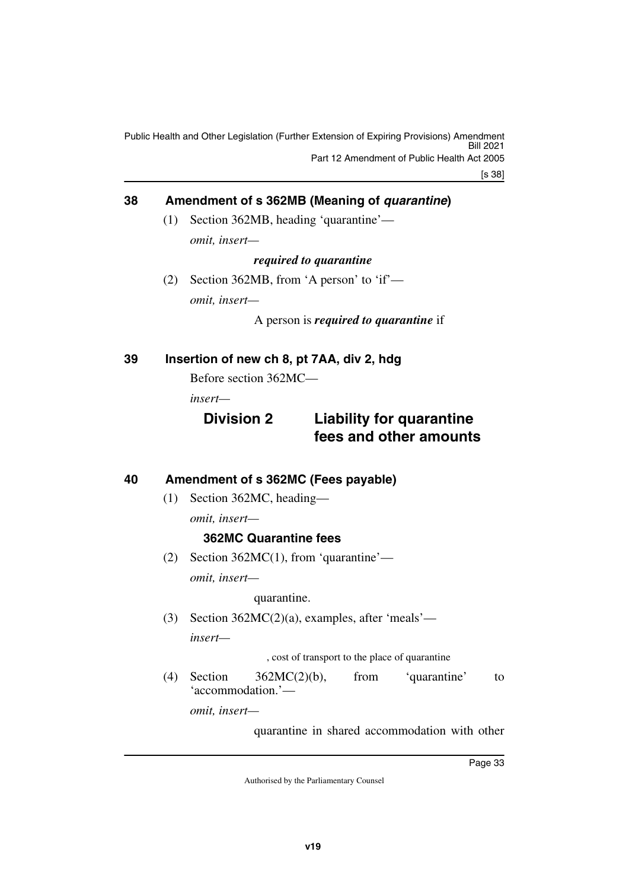## 38 Amendment of s 362MB (Meaning of *quarantine*)

(1) Section 362MB, heading 'quarantine'—

*omit, insert—*

***required to quarantine***

(2) Section 362MB, from 'A person' to 'if'—

*omit, insert—*

A person is ***required to quarantine*** if

## 39 Insertion of new ch 8, pt 7AA, div 2, hdg

Before section 362MC—

*insert—*

### Division 2 Liability for quarantine fees and other amounts

## 40 Amendment of s 362MC (Fees payable)

(1) Section 362MC, heading—

*omit, insert—*

**362MC Quarantine fees**

(2) Section 362MC(1), from 'quarantine'—

*omit, insert—*

quarantine.

(3) Section 362MC(2)(a), examples, after 'meals'—

*insert—*

, cost of transport to the place of quarantine

(4) Section 362MC(2)(b), from 'quarantine' to 'accommodation.'—

*omit, insert—*

quarantine in shared accommodation with other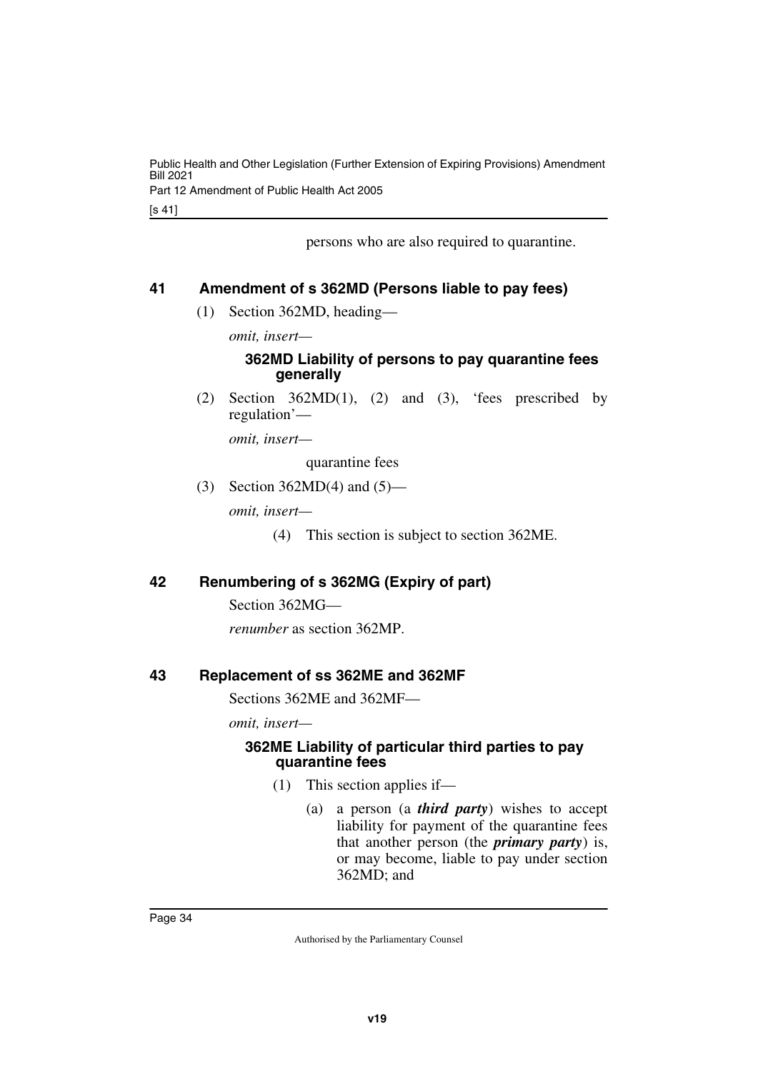persons who are also required to quarantine.

## 41 Amendment of s 362MD (Persons liable to pay fees)

(1) Section 362MD, heading—

*omit, insert—*

### 362MD Liability of persons to pay quarantine fees generally

(2) Section 362MD(1), (2) and (3), 'fees prescribed by regulation'—

*omit, insert—*

quarantine fees

(3) Section 362MD(4) and (5)—

*omit, insert—*

(4) This section is subject to section 362ME.

## 42 Renumbering of s 362MG (Expiry of part)

Section 362MG—

*renumber* as section 362MP.

## 43 Replacement of ss 362ME and 362MF

Sections 362ME and 362MF—

*omit, insert—*

### 362ME Liability of particular third parties to pay quarantine fees

(1) This section applies if—

(a) a person (a ***third party***) wishes to accept liability for payment of the quarantine fees that another person (the ***primary party***) is, or may become, liable to pay under section 362MD; and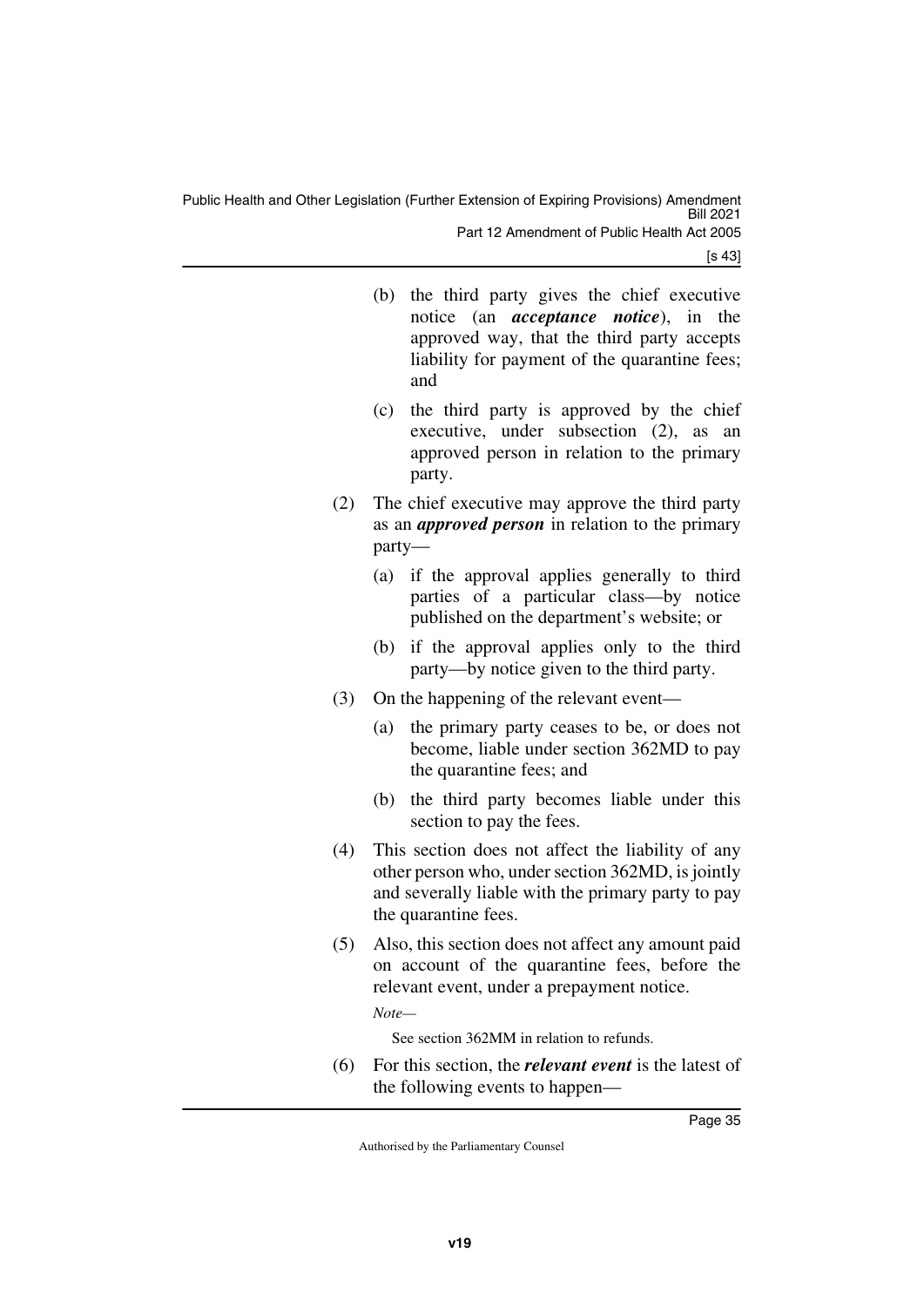(b) the third party gives the chief executive notice (an ***acceptance notice***), in the approved way, that the third party accepts liability for payment of the quarantine fees; and

(c) the third party is approved by the chief executive, under subsection (2), as an approved person in relation to the primary party.

(2) The chief executive may approve the third party as an ***approved person*** in relation to the primary party—

(a) if the approval applies generally to third parties of a particular class—by notice published on the department's website; or

(b) if the approval applies only to the third party—by notice given to the third party.

(3) On the happening of the relevant event—

(a) the primary party ceases to be, or does not become, liable under section 362MD to pay the quarantine fees; and

(b) the third party becomes liable under this section to pay the fees.

(4) This section does not affect the liability of any other person who, under section 362MD, is jointly and severally liable with the primary party to pay the quarantine fees.

(5) Also, this section does not affect any amount paid on account of the quarantine fees, before the relevant event, under a prepayment notice.

*Note—*

See section 362MM in relation to refunds.

(6) For this section, the ***relevant event*** is the latest of the following events to happen—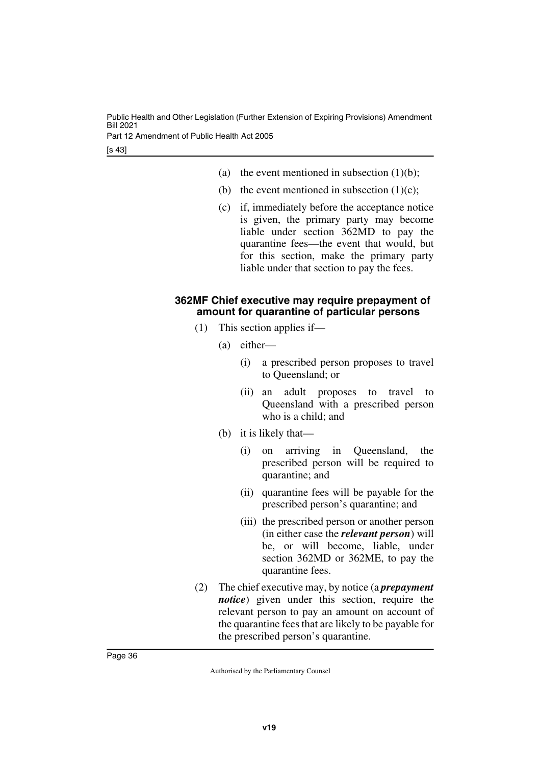(a) the event mentioned in subsection (1)(b);

(b) the event mentioned in subsection (1)(c);

(c) if, immediately before the acceptance notice is given, the primary party may become liable under section 362MD to pay the quarantine fees—the event that would, but for this section, make the primary party liable under that section to pay the fees.

#### 362MF Chief executive may require prepayment of amount for quarantine of particular persons

(1) This section applies if—

(a) either—

(i) a prescribed person proposes to travel to Queensland; or

(ii) an adult proposes to travel to Queensland with a prescribed person who is a child; and

(b) it is likely that—

(i) on arriving in Queensland, the prescribed person will be required to quarantine; and

(ii) quarantine fees will be payable for the prescribed person's quarantine; and

(iii) the prescribed person or another person (in either case the ***relevant person***) will be, or will become, liable, under section 362MD or 362ME, to pay the quarantine fees.

(2) The chief executive may, by notice (a ***prepayment notice***) given under this section, require the relevant person to pay an amount on account of the quarantine fees that are likely to be payable for the prescribed person's quarantine.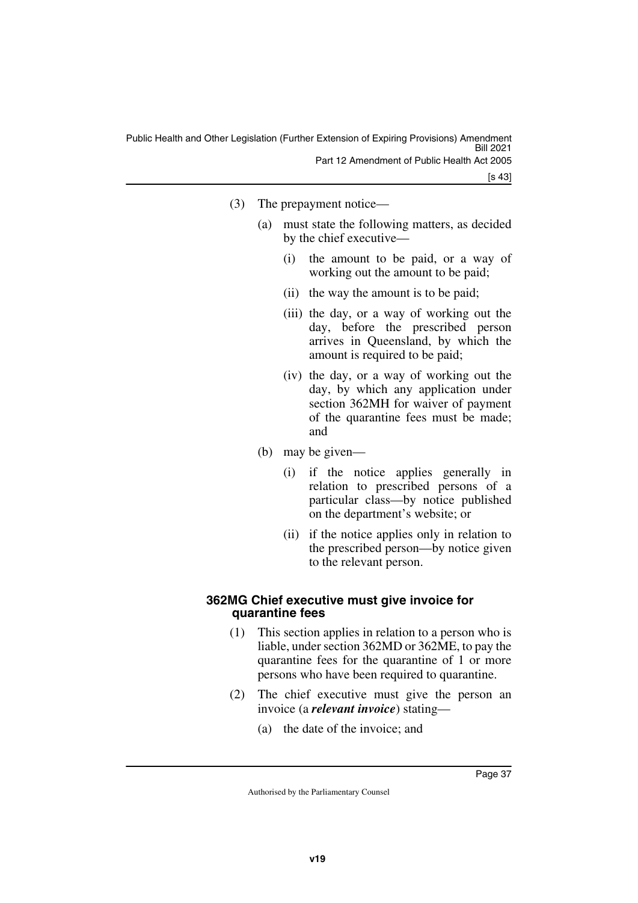(3) The prepayment notice—

(a) must state the following matters, as decided by the chief executive—

(i) the amount to be paid, or a way of working out the amount to be paid;

(ii) the way the amount is to be paid;

(iii) the day, or a way of working out the day, before the prescribed person arrives in Queensland, by which the amount is required to be paid;

(iv) the day, or a way of working out the day, by which any application under section 362MH for waiver of payment of the quarantine fees must be made; and

(b) may be given—

(i) if the notice applies generally in relation to prescribed persons of a particular class—by notice published on the department's website; or

(ii) if the notice applies only in relation to the prescribed person—by notice given to the relevant person.

#### 362MG Chief executive must give invoice for quarantine fees

(1) This section applies in relation to a person who is liable, under section 362MD or 362ME, to pay the quarantine fees for the quarantine of 1 or more persons who have been required to quarantine.

(2) The chief executive must give the person an invoice (a ***relevant invoice***) stating—

(a) the date of the invoice; and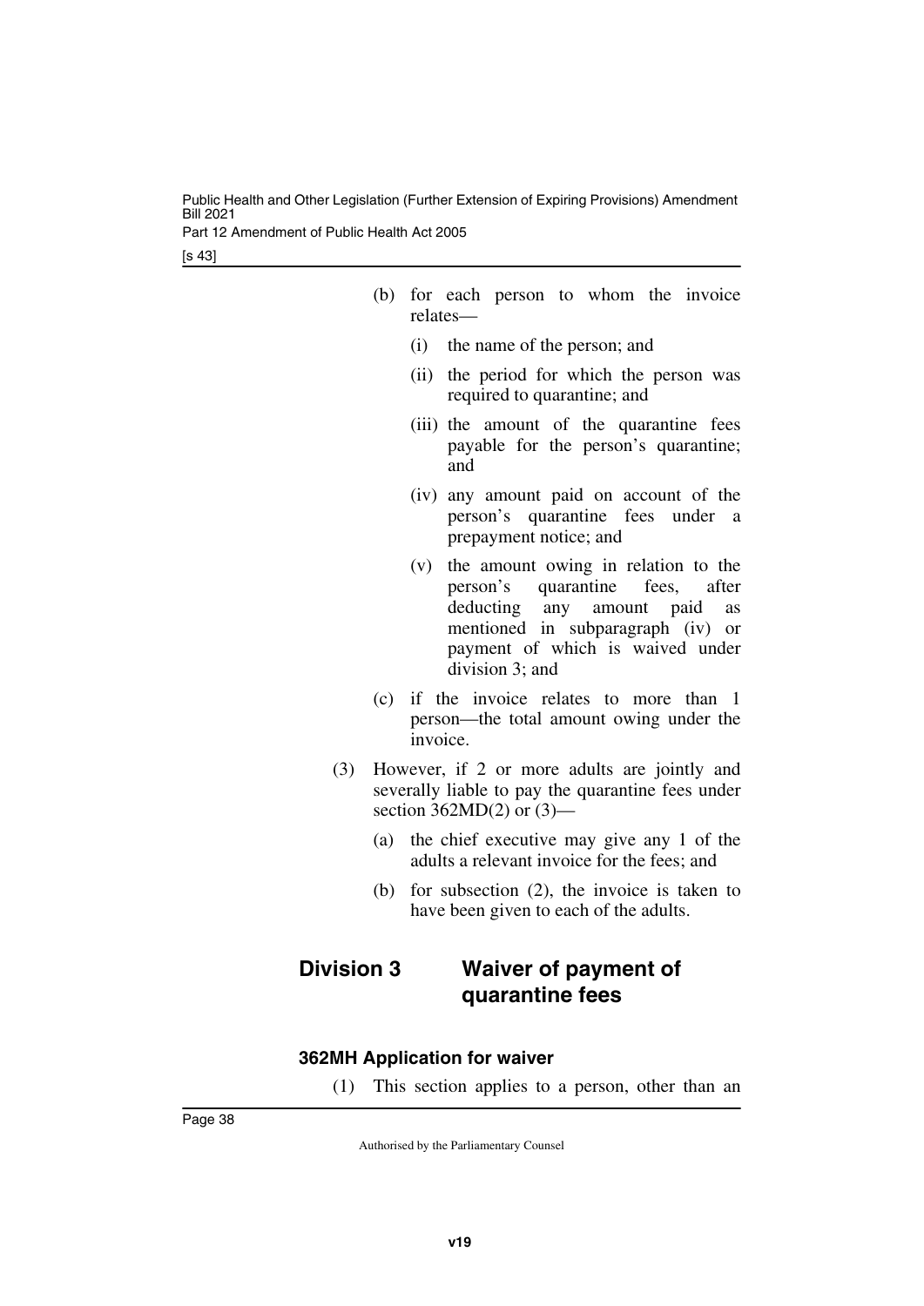(b) for each person to whom the invoice relates—

    (i) the name of the person; and

    (ii) the period for which the person was required to quarantine; and

    (iii) the amount of the quarantine fees payable for the person's quarantine; and

    (iv) any amount paid on account of the person's quarantine fees under a prepayment notice; and

    (v) the amount owing in relation to the person's quarantine fees, after deducting any amount paid as mentioned in subparagraph (iv) or payment of which is waived under division 3; and

(c) if the invoice relates to more than 1 person—the total amount owing under the invoice.

(3) However, if 2 or more adults are jointly and severally liable to pay the quarantine fees under section 362MD(2) or (3)—

    (a) the chief executive may give any 1 of the adults a relevant invoice for the fees; and

    (b) for subsection (2), the invoice is taken to have been given to each of the adults.

## Division 3 Waiver of payment of quarantine fees

### 362MH Application for waiver

(1) This section applies to a person, other than an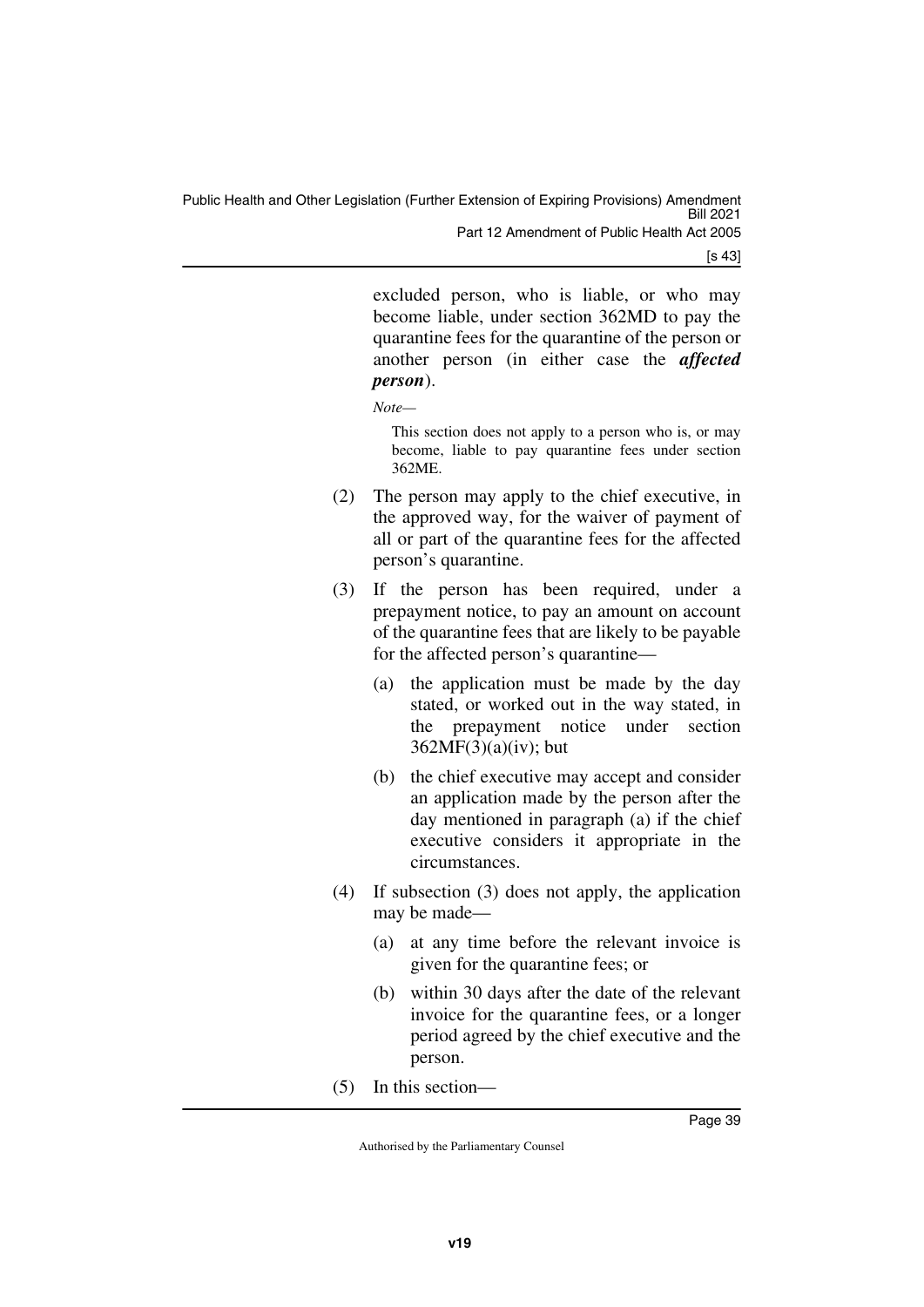excluded person, who is liable, or who may become liable, under section 362MD to pay the quarantine fees for the quarantine of the person or another person (in either case the ***affected person***).

*Note—*

This section does not apply to a person who is, or may become, liable to pay quarantine fees under section 362ME.

(2) The person may apply to the chief executive, in the approved way, for the waiver of payment of all or part of the quarantine fees for the affected person's quarantine.

(3) If the person has been required, under a prepayment notice, to pay an amount on account of the quarantine fees that are likely to be payable for the affected person's quarantine—

(a) the application must be made by the day stated, or worked out in the way stated, in the prepayment notice under section 362MF(3)(a)(iv); but

(b) the chief executive may accept and consider an application made by the person after the day mentioned in paragraph (a) if the chief executive considers it appropriate in the circumstances.

(4) If subsection (3) does not apply, the application may be made—

(a) at any time before the relevant invoice is given for the quarantine fees; or

(b) within 30 days after the date of the relevant invoice for the quarantine fees, or a longer period agreed by the chief executive and the person.

(5) In this section—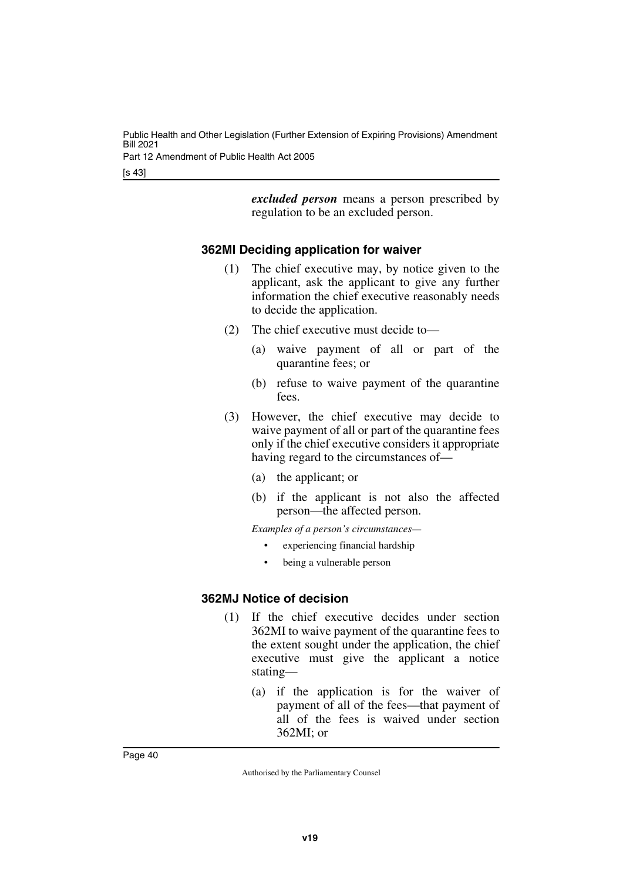***excluded person*** means a person prescribed by regulation to be an excluded person.

### 362MI Deciding application for waiver

(1) The chief executive may, by notice given to the applicant, ask the applicant to give any further information the chief executive reasonably needs to decide the application.

(2) The chief executive must decide to—

(a) waive payment of all or part of the quarantine fees; or

(b) refuse to waive payment of the quarantine fees.

(3) However, the chief executive may decide to waive payment of all or part of the quarantine fees only if the chief executive considers it appropriate having regard to the circumstances of—

(a) the applicant; or

(b) if the applicant is not also the affected person—the affected person.

*Examples of a person's circumstances—*

- experiencing financial hardship
- being a vulnerable person

### 362MJ Notice of decision

(1) If the chief executive decides under section 362MI to waive payment of the quarantine fees to the extent sought under the application, the chief executive must give the applicant a notice stating—

(a) if the application is for the waiver of payment of all of the fees—that payment of all of the fees is waived under section 362MI; or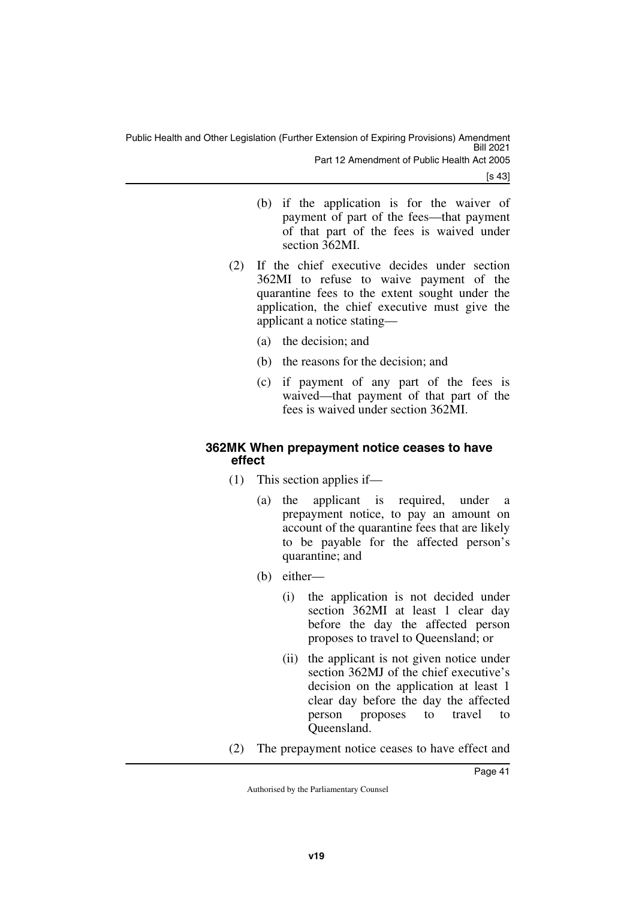(b) if the application is for the waiver of payment of part of the fees—that payment of that part of the fees is waived under section 362MI.

(2) If the chief executive decides under section 362MI to refuse to waive payment of the quarantine fees to the extent sought under the application, the chief executive must give the applicant a notice stating—

(a) the decision; and

(b) the reasons for the decision; and

(c) if payment of any part of the fees is waived—that payment of that part of the fees is waived under section 362MI.

#### 362MK When prepayment notice ceases to have effect

(1) This section applies if—

(a) the applicant is required, under a prepayment notice, to pay an amount on account of the quarantine fees that are likely to be payable for the affected person's quarantine; and

(b) either—

(i) the application is not decided under section 362MI at least 1 clear day before the day the affected person proposes to travel to Queensland; or

(ii) the applicant is not given notice under section 362MJ of the chief executive's decision on the application at least 1 clear day before the day the affected person proposes to travel to Queensland.

(2) The prepayment notice ceases to have effect and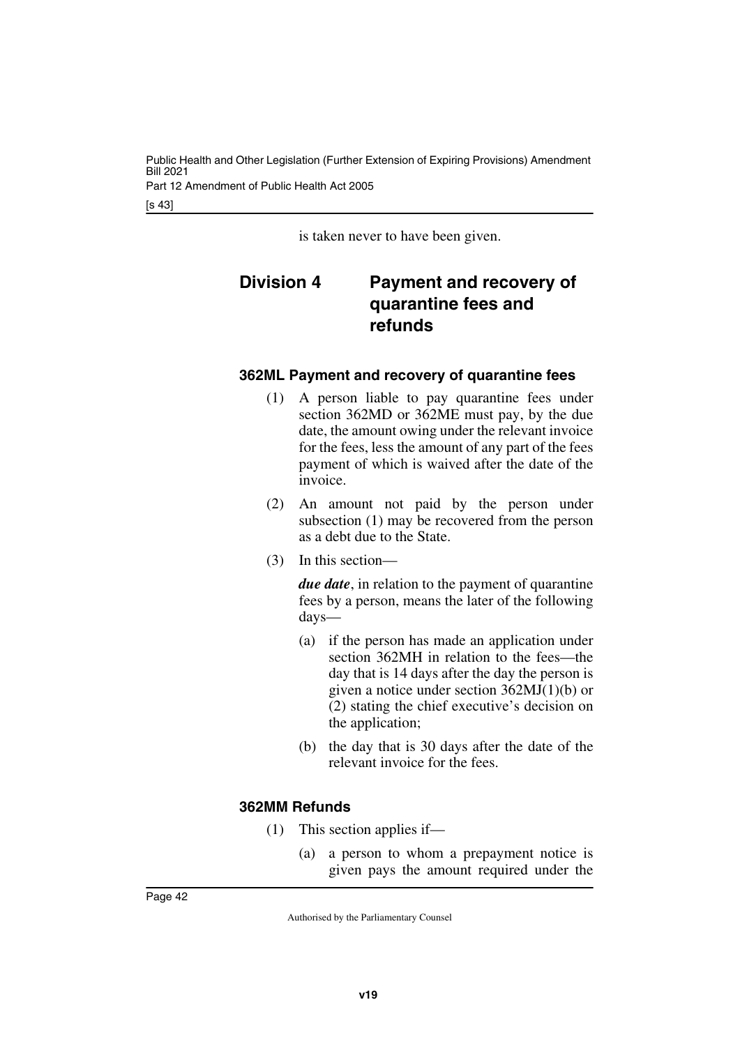is taken never to have been given.

## Division 4 Payment and recovery of quarantine fees and refunds

### 362ML Payment and recovery of quarantine fees

(1) A person liable to pay quarantine fees under section 362MD or 362ME must pay, by the due date, the amount owing under the relevant invoice for the fees, less the amount of any part of the fees payment of which is waived after the date of the invoice.

(2) An amount not paid by the person under subsection (1) may be recovered from the person as a debt due to the State.

(3) In this section—

***due date***, in relation to the payment of quarantine fees by a person, means the later of the following days—

(a) if the person has made an application under section 362MH in relation to the fees—the day that is 14 days after the day the person is given a notice under section 362MJ(1)(b) or (2) stating the chief executive's decision on the application;

(b) the day that is 30 days after the date of the relevant invoice for the fees.

### 362MM Refunds

(1) This section applies if—

(a) a person to whom a prepayment notice is given pays the amount required under the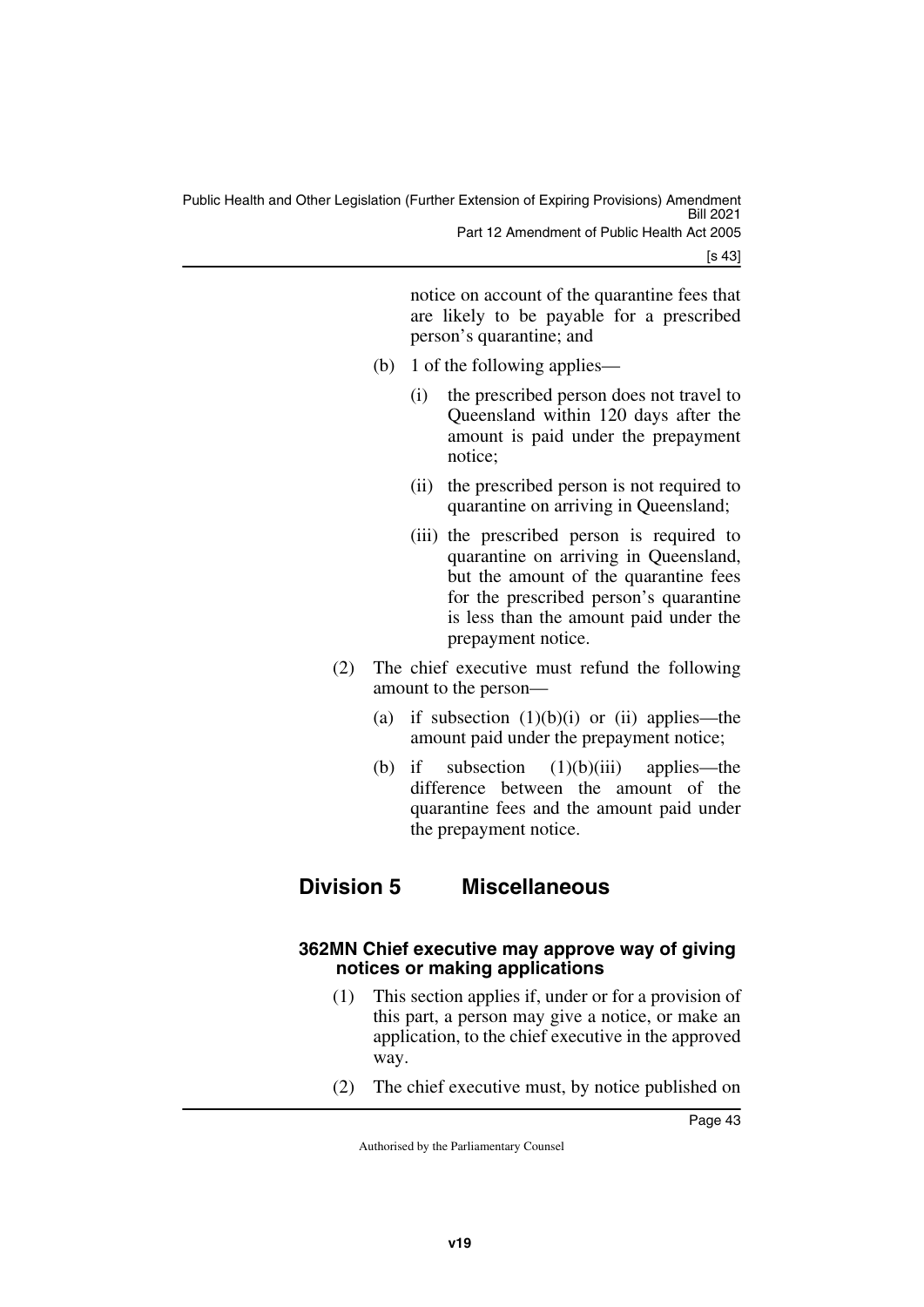notice on account of the quarantine fees that are likely to be payable for a prescribed person's quarantine; and

(b) 1 of the following applies—

(i) the prescribed person does not travel to Queensland within 120 days after the amount is paid under the prepayment notice;

(ii) the prescribed person is not required to quarantine on arriving in Queensland;

(iii) the prescribed person is required to quarantine on arriving in Queensland, but the amount of the quarantine fees for the prescribed person's quarantine is less than the amount paid under the prepayment notice.

(2) The chief executive must refund the following amount to the person—

(a) if subsection (1)(b)(i) or (ii) applies—the amount paid under the prepayment notice;

(b) if subsection (1)(b)(iii) applies—the difference between the amount of the quarantine fees and the amount paid under the prepayment notice.

## Division 5 Miscellaneous

### 362MN Chief executive may approve way of giving notices or making applications

(1) This section applies if, under or for a provision of this part, a person may give a notice, or make an application, to the chief executive in the approved way.

(2) The chief executive must, by notice published on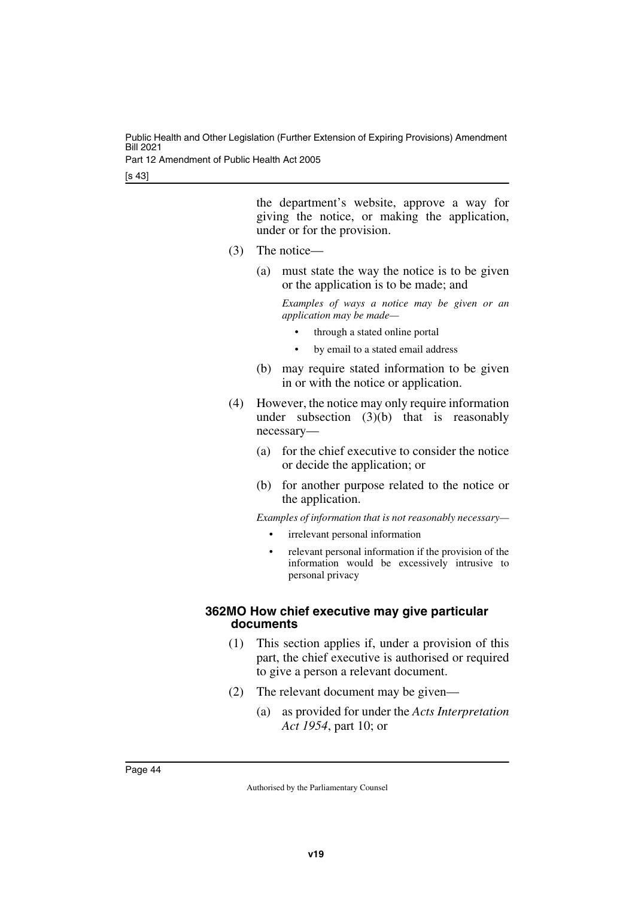the department's website, approve a way for giving the notice, or making the application, under or for the provision.

(3) The notice—

(a) must state the way the notice is to be given or the application is to be made; and

*Examples of ways a notice may be given or an application may be made—*

- through a stated online portal
- by email to a stated email address

(b) may require stated information to be given in or with the notice or application.

(4) However, the notice may only require information under subsection (3)(b) that is reasonably necessary—

(a) for the chief executive to consider the notice or decide the application; or

(b) for another purpose related to the notice or the application.

*Examples of information that is not reasonably necessary—*

- irrelevant personal information
- relevant personal information if the provision of the information would be excessively intrusive to personal privacy

#### 362MO How chief executive may give particular documents

(1) This section applies if, under a provision of this part, the chief executive is authorised or required to give a person a relevant document.

(2) The relevant document may be given—

(a) as provided for under the *Acts Interpretation Act 1954*, part 10; or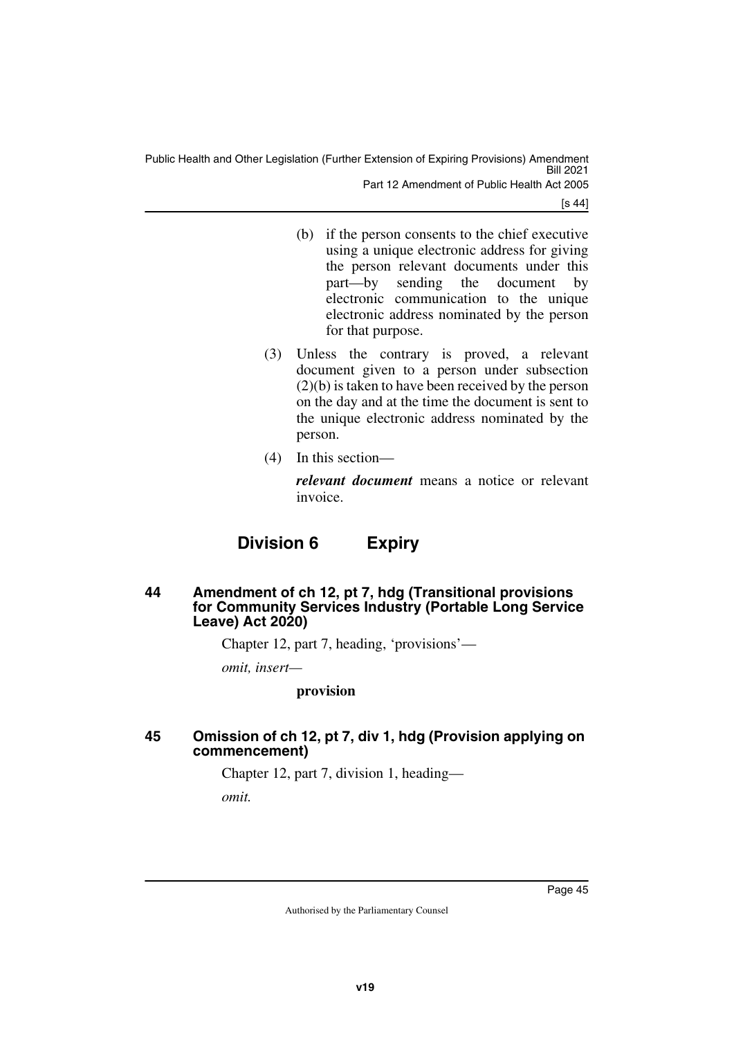(b) if the person consents to the chief executive using a unique electronic address for giving the person relevant documents under this part—by sending the document by electronic communication to the unique electronic address nominated by the person for that purpose.

(3) Unless the contrary is proved, a relevant document given to a person under subsection (2)(b) is taken to have been received by the person on the day and at the time the document is sent to the unique electronic address nominated by the person.

(4) In this section—

***relevant document*** means a notice or relevant invoice.

## Division 6 Expiry

### 44 Amendment of ch 12, pt 7, hdg (Transitional provisions for Community Services Industry (Portable Long Service Leave) Act 2020)

Chapter 12, part 7, heading, 'provisions'—

*omit, insert—*

**provision**

### 45 Omission of ch 12, pt 7, div 1, hdg (Provision applying on commencement)

Chapter 12, part 7, division 1, heading—

*omit.*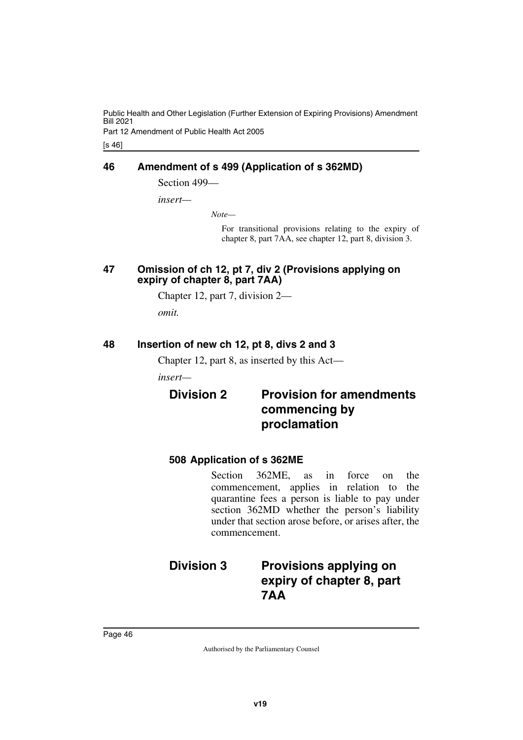## 46 Amendment of s 499 (Application of s 362MD)

Section 499—

*insert*—

> *Note*—
>
> For transitional provisions relating to the expiry of chapter 8, part 7AA, see chapter 12, part 8, division 3.

## 47 Omission of ch 12, pt 7, div 2 (Provisions applying on expiry of chapter 8, part 7AA)

Chapter 12, part 7, division 2—

*omit.*

## 48 Insertion of new ch 12, pt 8, divs 2 and 3

Chapter 12, part 8, as inserted by this Act—

*insert*—

### Division 2 Provision for amendments commencing by proclamation

#### 508 Application of s 362ME

Section 362ME, as in force on the commencement, applies in relation to the quarantine fees a person is liable to pay under section 362MD whether the person's liability under that section arose before, or arises after, the commencement.

### Division 3 Provisions applying on expiry of chapter 8, part 7AA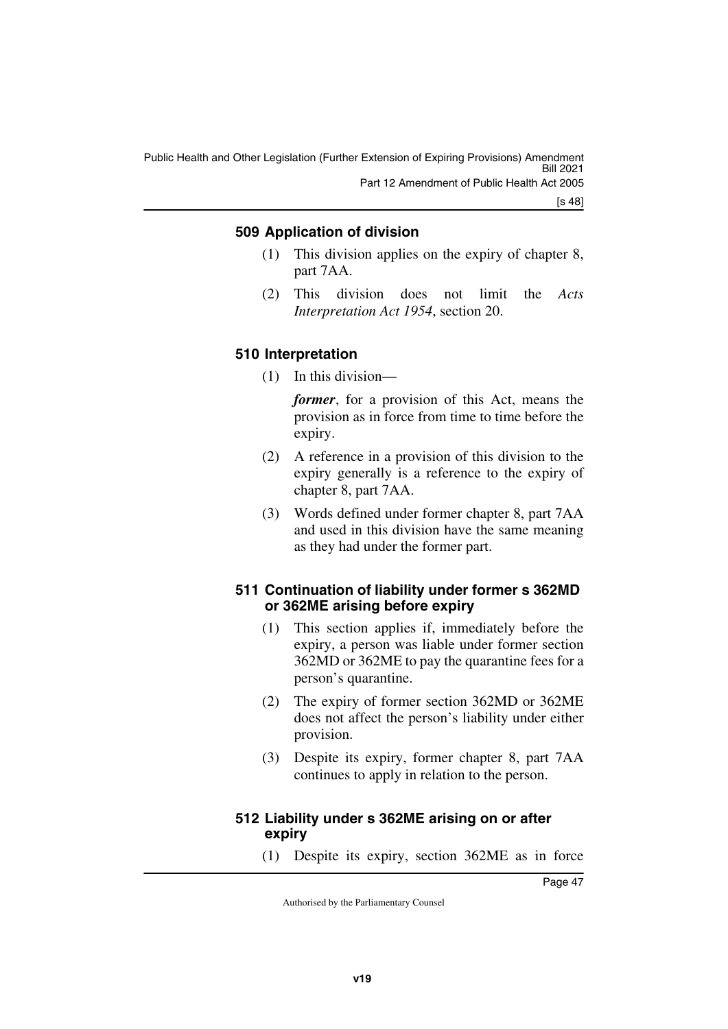### 509 Application of division

(1) This division applies on the expiry of chapter 8, part 7AA.

(2) This division does not limit the *Acts Interpretation Act 1954*, section 20.

### 510 Interpretation

(1) In this division—

***former***, for a provision of this Act, means the provision as in force from time to time before the expiry.

(2) A reference in a provision of this division to the expiry generally is a reference to the expiry of chapter 8, part 7AA.

(3) Words defined under former chapter 8, part 7AA and used in this division have the same meaning as they had under the former part.

### 511 Continuation of liability under former s 362MD or 362ME arising before expiry

(1) This section applies if, immediately before the expiry, a person was liable under former section 362MD or 362ME to pay the quarantine fees for a person's quarantine.

(2) The expiry of former section 362MD or 362ME does not affect the person's liability under either provision.

(3) Despite its expiry, former chapter 8, part 7AA continues to apply in relation to the person.

### 512 Liability under s 362ME arising on or after expiry

(1) Despite its expiry, section 362ME as in force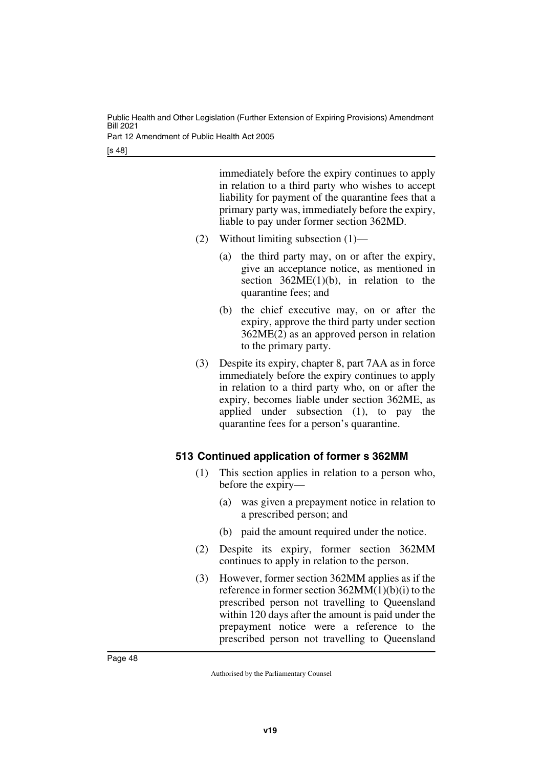immediately before the expiry continues to apply in relation to a third party who wishes to accept liability for payment of the quarantine fees that a primary party was, immediately before the expiry, liable to pay under former section 362MD.

(2) Without limiting subsection (1)—

(a) the third party may, on or after the expiry, give an acceptance notice, as mentioned in section 362ME(1)(b), in relation to the quarantine fees; and

(b) the chief executive may, on or after the expiry, approve the third party under section 362ME(2) as an approved person in relation to the primary party.

(3) Despite its expiry, chapter 8, part 7AA as in force immediately before the expiry continues to apply in relation to a third party who, on or after the expiry, becomes liable under section 362ME, as applied under subsection (1), to pay the quarantine fees for a person's quarantine.

### 513 Continued application of former s 362MM

(1) This section applies in relation to a person who, before the expiry—

(a) was given a prepayment notice in relation to a prescribed person; and

(b) paid the amount required under the notice.

(2) Despite its expiry, former section 362MM continues to apply in relation to the person.

(3) However, former section 362MM applies as if the reference in former section 362MM(1)(b)(i) to the prescribed person not travelling to Queensland within 120 days after the amount is paid under the prepayment notice were a reference to the prescribed person not travelling to Queensland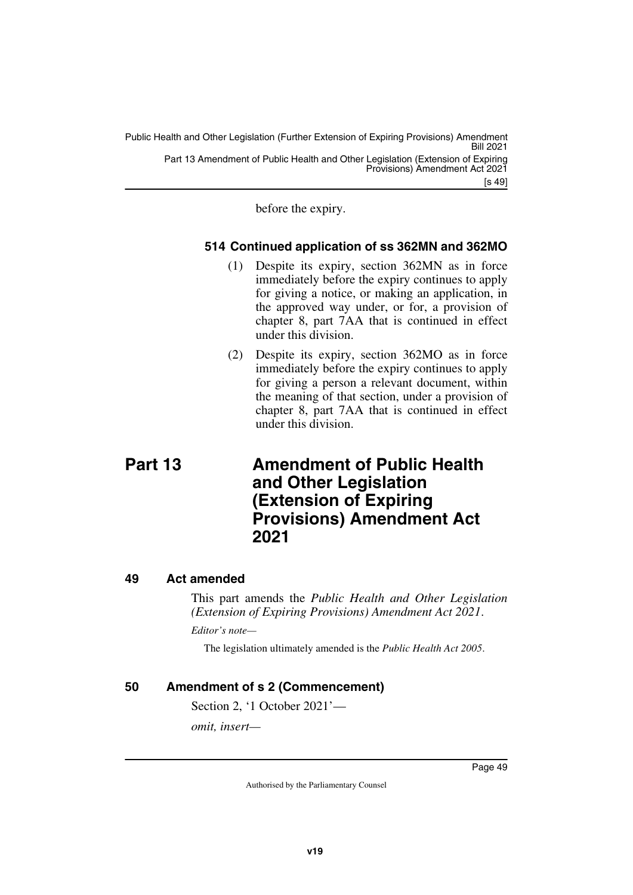before the expiry.

### 514 Continued application of ss 362MN and 362MO

(1) Despite its expiry, section 362MN as in force immediately before the expiry continues to apply for giving a notice, or making an application, in the approved way under, or for, a provision of chapter 8, part 7AA that is continued in effect under this division.

(2) Despite its expiry, section 362MO as in force immediately before the expiry continues to apply for giving a person a relevant document, within the meaning of that section, under a provision of chapter 8, part 7AA that is continued in effect under this division.

# Part 13 Amendment of Public Health and Other Legislation (Extension of Expiring Provisions) Amendment Act 2021

## 49 Act amended

This part amends the *Public Health and Other Legislation (Extension of Expiring Provisions) Amendment Act 2021*.

*Editor's note—*

The legislation ultimately amended is the *Public Health Act 2005*.

## 50 Amendment of s 2 (Commencement)

Section 2, '1 October 2021'—

*omit, insert—*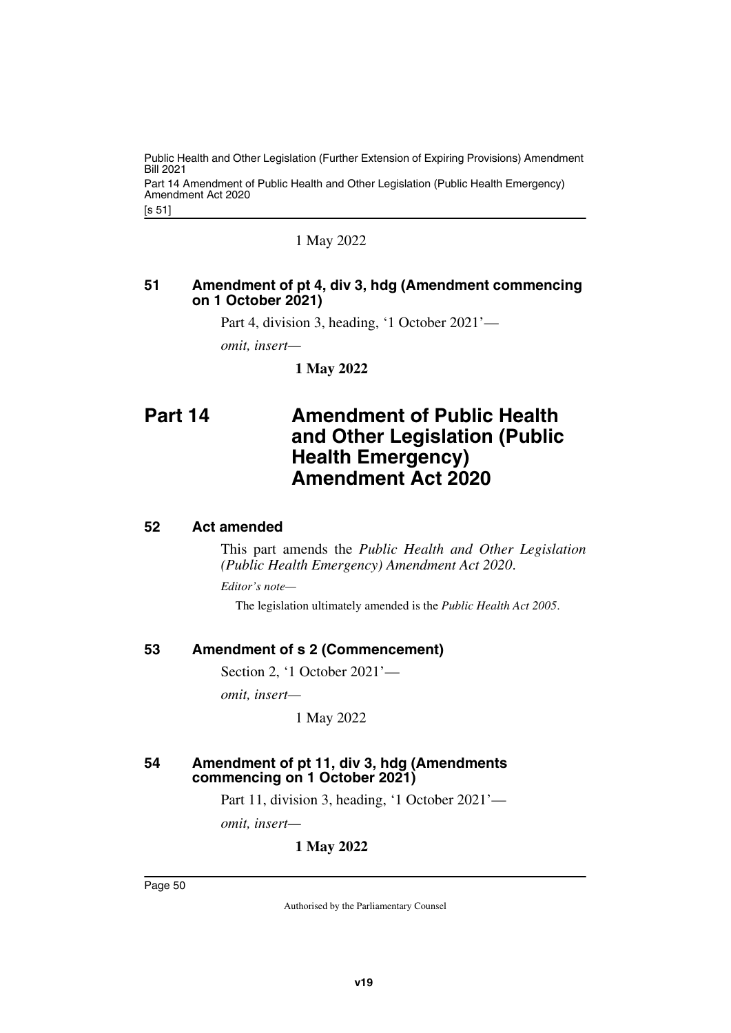1 May 2022

### 51 Amendment of pt 4, div 3, hdg (Amendment commencing on 1 October 2021)

Part 4, division 3, heading, '1 October 2021'—

*omit, insert—*

**1 May 2022**

# Part 14 Amendment of Public Health and Other Legislation (Public Health Emergency) Amendment Act 2020

### 52 Act amended

This part amends the *Public Health and Other Legislation (Public Health Emergency) Amendment Act 2020*.

*Editor's note—*

The legislation ultimately amended is the *Public Health Act 2005*.

### 53 Amendment of s 2 (Commencement)

Section 2, '1 October 2021'—

*omit, insert—*

1 May 2022

### 54 Amendment of pt 11, div 3, hdg (Amendments commencing on 1 October 2021)

Part 11, division 3, heading, '1 October 2021'—

*omit, insert—*

**1 May 2022**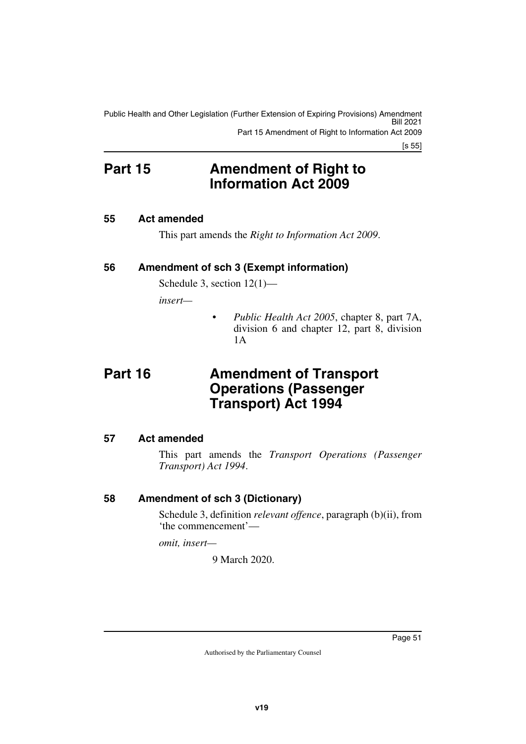# Part 15 Amendment of Right to Information Act 2009

## 55 Act amended

This part amends the *Right to Information Act 2009*.

## 56 Amendment of sch 3 (Exempt information)

Schedule 3, section 12(1)—

*insert—*

- *Public Health Act 2005*, chapter 8, part 7A, division 6 and chapter 12, part 8, division 1A

# Part 16 Amendment of Transport Operations (Passenger Transport) Act 1994

## 57 Act amended

This part amends the *Transport Operations (Passenger Transport) Act 1994*.

## 58 Amendment of sch 3 (Dictionary)

Schedule 3, definition *relevant offence*, paragraph (b)(ii), from 'the commencement'—

*omit, insert—*

9 March 2020.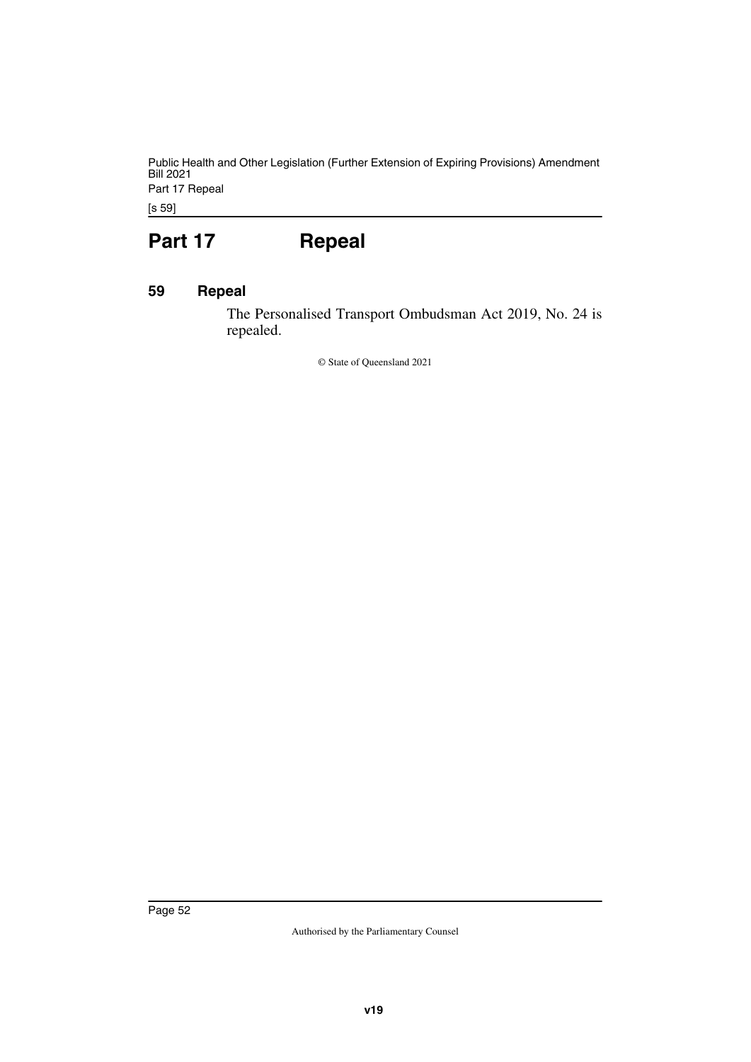# Part 17 Repeal

## 59 Repeal

The Personalised Transport Ombudsman Act 2019, No. 24 is repealed.

© State of Queensland 2021